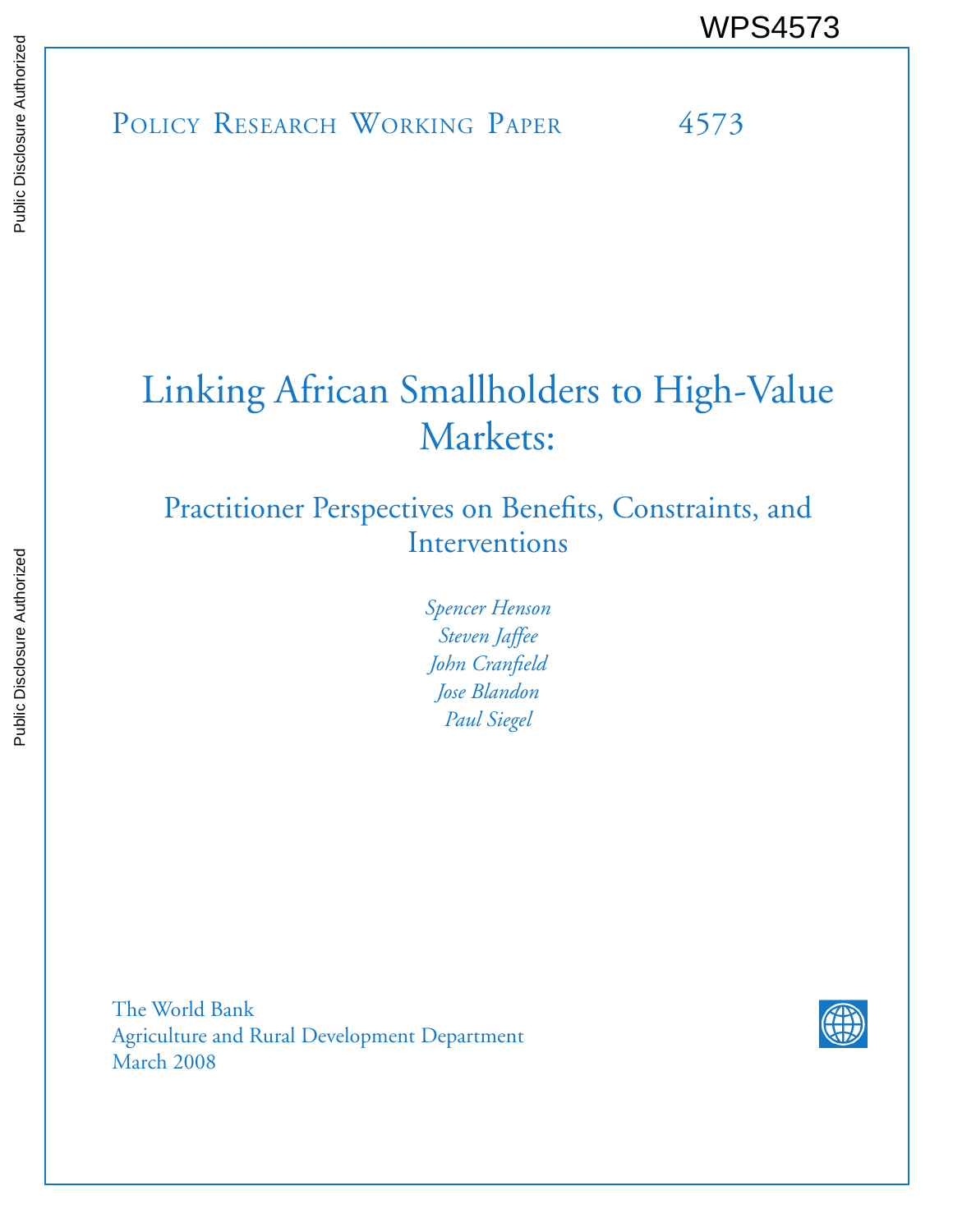WPS4573

Policy Research Working Paper 4573

# Linking African Smallholders to High-Value Markets:

## Practitioner Perspectives on Benefits, Constraints, and Interventions

*Spencer Henson*
*Steven Jaffee*
*John Cranfield*
*Jose Blandon*
*Paul Siegel*

The World Bank
Agriculture and Rural Development Department
March 2008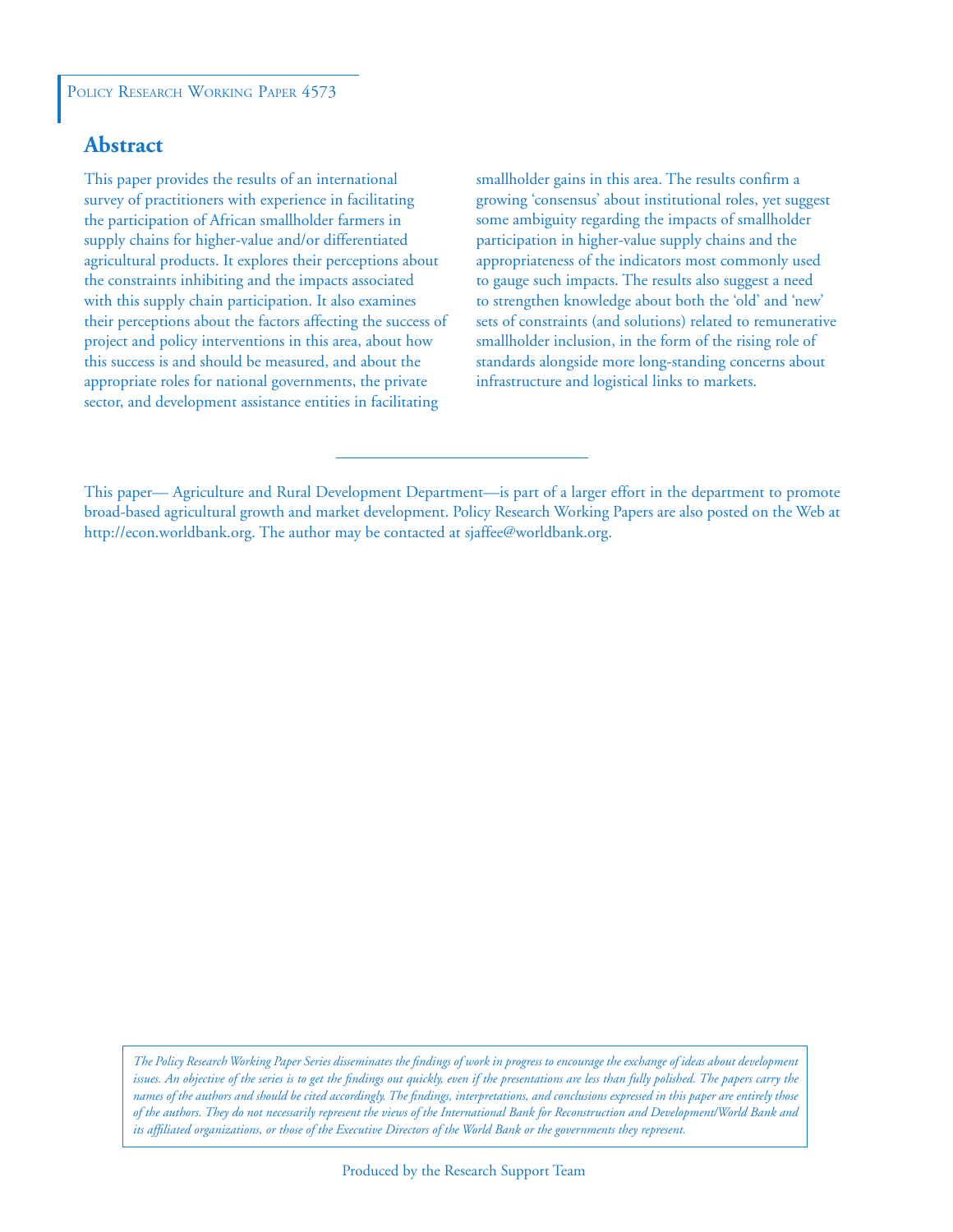Policy Research Working Paper 4573

## Abstract

This paper provides the results of an international survey of practitioners with experience in facilitating the participation of African smallholder farmers in supply chains for higher-value and/or differentiated agricultural products. It explores their perceptions about the constraints inhibiting and the impacts associated with this supply chain participation. It also examines their perceptions about the factors affecting the success of project and policy interventions in this area, about how this success is and should be measured, and about the appropriate roles for national governments, the private sector, and development assistance entities in facilitating smallholder gains in this area. The results confirm a growing 'consensus' about institutional roles, yet suggest some ambiguity regarding the impacts of smallholder participation in higher-value supply chains and the appropriateness of the indicators most commonly used to gauge such impacts. The results also suggest a need to strengthen knowledge about both the 'old' and 'new' sets of constraints (and solutions) related to remunerative smallholder inclusion, in the form of the rising role of standards alongside more long-standing concerns about infrastructure and logistical links to markets.

This paper— Agriculture and Rural Development Department—is part of a larger effort in the department to promote broad-based agricultural growth and market development. Policy Research Working Papers are also posted on the Web at http://econ.worldbank.org. The author may be contacted at sjaffee@worldbank.org.

*The Policy Research Working Paper Series disseminates the findings of work in progress to encourage the exchange of ideas about development issues. An objective of the series is to get the findings out quickly, even if the presentations are less than fully polished. The papers carry the names of the authors and should be cited accordingly. The findings, interpretations, and conclusions expressed in this paper are entirely those of the authors. They do not necessarily represent the views of the International Bank for Reconstruction and Development/World Bank and its affiliated organizations, or those of the Executive Directors of the World Bank or the governments they represent.*

Produced by the Research Support Team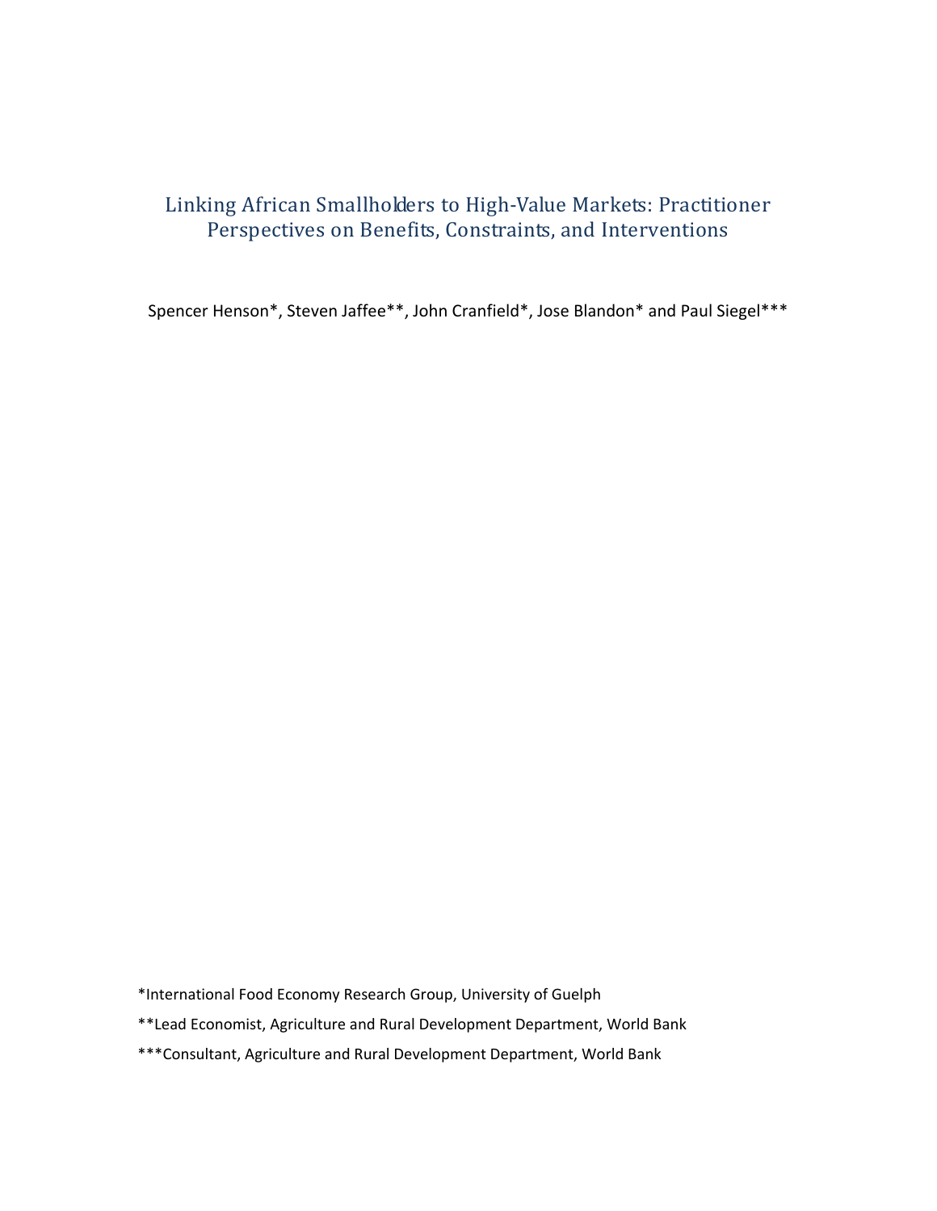# Linking African Smallholders to High-Value Markets: Practitioner Perspectives on Benefits, Constraints, and Interventions

Spencer Henson*, Steven Jaffee**, John Cranfield*, Jose Blandon* and Paul Siegel***

*International Food Economy Research Group, University of Guelph

**Lead Economist, Agriculture and Rural Development Department, World Bank

***Consultant, Agriculture and Rural Development Department, World Bank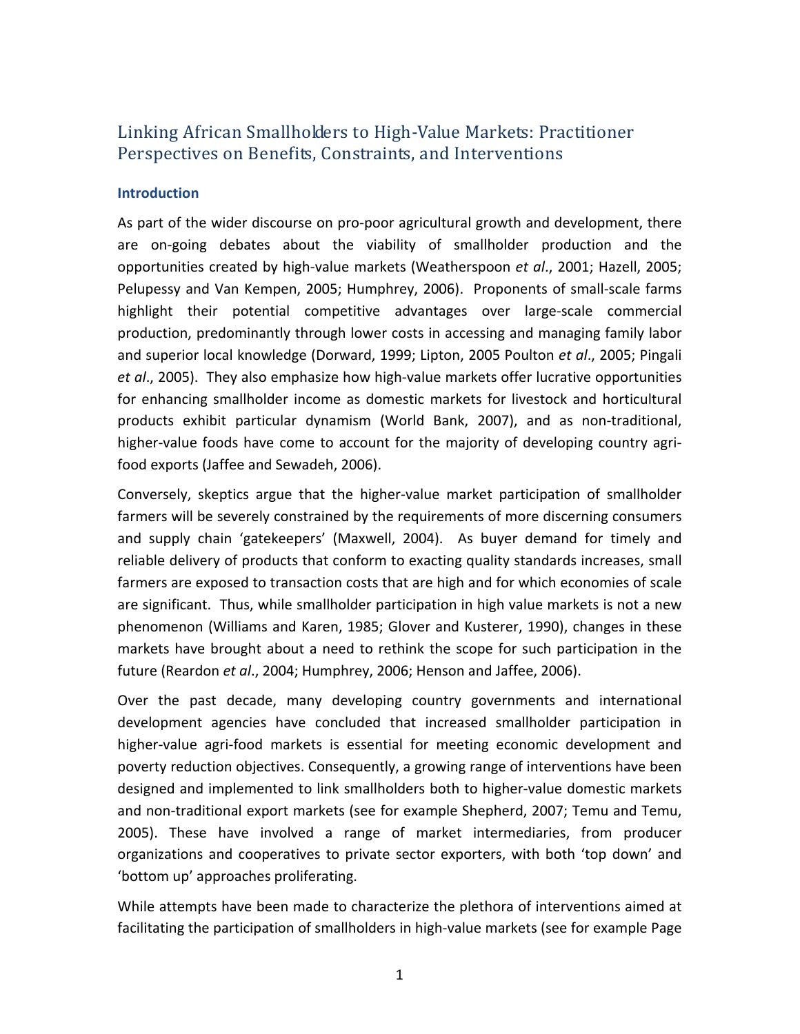## Linking African Smallholders to High-Value Markets: Practitioner Perspectives on Benefits, Constraints, and Interventions

### Introduction

As part of the wider discourse on pro-poor agricultural growth and development, there are on-going debates about the viability of smallholder production and the opportunities created by high-value markets (Weatherspoon *et al*., 2001; Hazell, 2005; Pelupessy and Van Kempen, 2005; Humphrey, 2006). Proponents of small-scale farms highlight their potential competitive advantages over large-scale commercial production, predominantly through lower costs in accessing and managing family labor and superior local knowledge (Dorward, 1999; Lipton, 2005 Poulton *et al*., 2005; Pingali *et al*., 2005). They also emphasize how high-value markets offer lucrative opportunities for enhancing smallholder income as domestic markets for livestock and horticultural products exhibit particular dynamism (World Bank, 2007), and as non-traditional, higher-value foods have come to account for the majority of developing country agri-food exports (Jaffee and Sewadeh, 2006).

Conversely, skeptics argue that the higher-value market participation of smallholder farmers will be severely constrained by the requirements of more discerning consumers and supply chain 'gatekeepers' (Maxwell, 2004). As buyer demand for timely and reliable delivery of products that conform to exacting quality standards increases, small farmers are exposed to transaction costs that are high and for which economies of scale are significant. Thus, while smallholder participation in high value markets is not a new phenomenon (Williams and Karen, 1985; Glover and Kusterer, 1990), changes in these markets have brought about a need to rethink the scope for such participation in the future (Reardon *et al*., 2004; Humphrey, 2006; Henson and Jaffee, 2006).

Over the past decade, many developing country governments and international development agencies have concluded that increased smallholder participation in higher-value agri-food markets is essential for meeting economic development and poverty reduction objectives. Consequently, a growing range of interventions have been designed and implemented to link smallholders both to higher-value domestic markets and non-traditional export markets (see for example Shepherd, 2007; Temu and Temu, 2005). These have involved a range of market intermediaries, from producer organizations and cooperatives to private sector exporters, with both 'top down' and 'bottom up' approaches proliferating.

While attempts have been made to characterize the plethora of interventions aimed at facilitating the participation of smallholders in high-value markets (see for example Page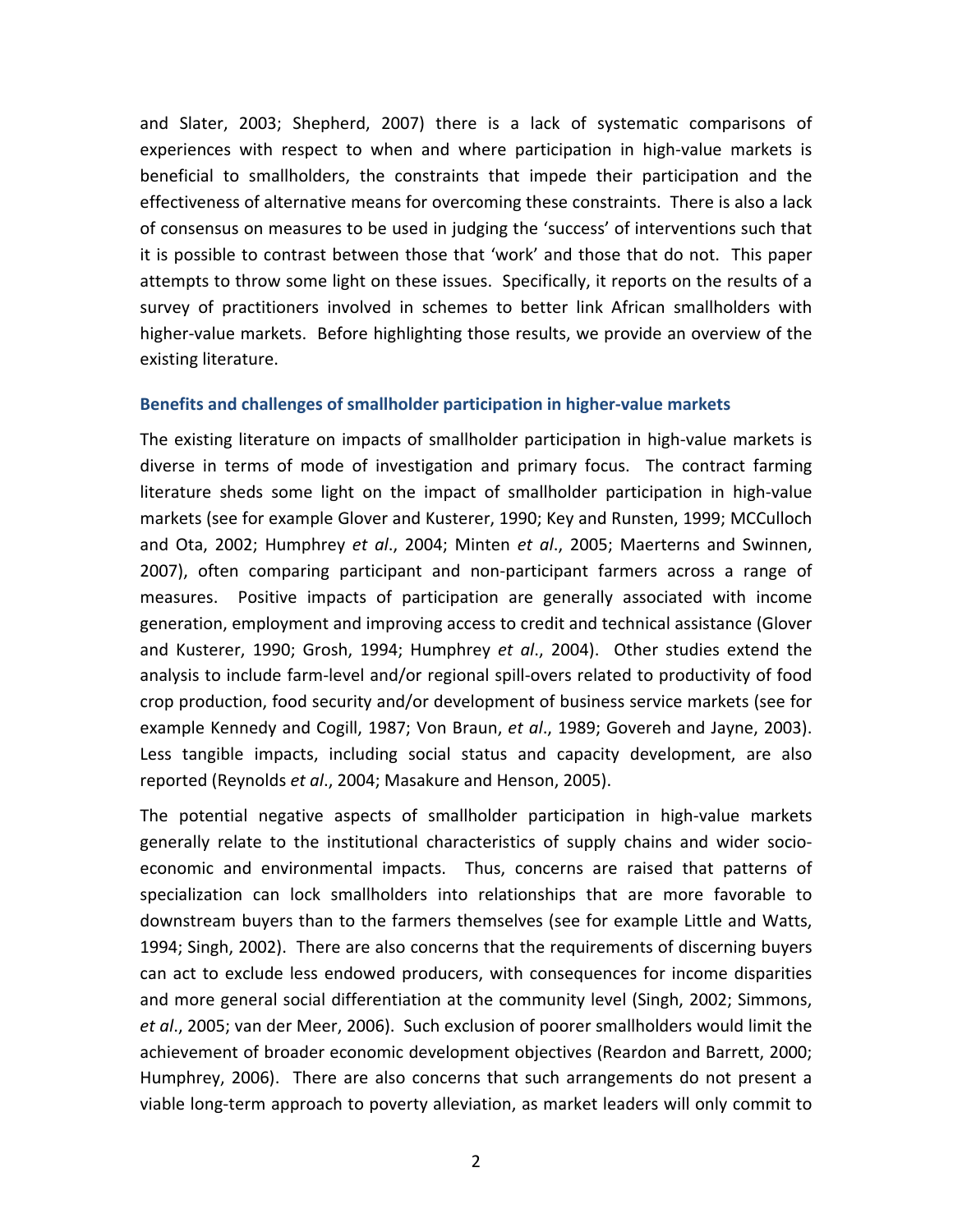and Slater, 2003; Shepherd, 2007) there is a lack of systematic comparisons of experiences with respect to when and where participation in high-value markets is beneficial to smallholders, the constraints that impede their participation and the effectiveness of alternative means for overcoming these constraints. There is also a lack of consensus on measures to be used in judging the 'success' of interventions such that it is possible to contrast between those that 'work' and those that do not. This paper attempts to throw some light on these issues. Specifically, it reports on the results of a survey of practitioners involved in schemes to better link African smallholders with higher-value markets. Before highlighting those results, we provide an overview of the existing literature.

### Benefits and challenges of smallholder participation in higher-value markets

The existing literature on impacts of smallholder participation in high-value markets is diverse in terms of mode of investigation and primary focus. The contract farming literature sheds some light on the impact of smallholder participation in high-value markets (see for example Glover and Kusterer, 1990; Key and Runsten, 1999; MCCulloch and Ota, 2002; Humphrey *et al*., 2004; Minten *et al*., 2005; Maerterns and Swinnen, 2007), often comparing participant and non-participant farmers across a range of measures. Positive impacts of participation are generally associated with income generation, employment and improving access to credit and technical assistance (Glover and Kusterer, 1990; Grosh, 1994; Humphrey *et al*., 2004). Other studies extend the analysis to include farm-level and/or regional spill-overs related to productivity of food crop production, food security and/or development of business service markets (see for example Kennedy and Cogill, 1987; Von Braun, *et al*., 1989; Govereh and Jayne, 2003). Less tangible impacts, including social status and capacity development, are also reported (Reynolds *et al*., 2004; Masakure and Henson, 2005).

The potential negative aspects of smallholder participation in high-value markets generally relate to the institutional characteristics of supply chains and wider socio-economic and environmental impacts. Thus, concerns are raised that patterns of specialization can lock smallholders into relationships that are more favorable to downstream buyers than to the farmers themselves (see for example Little and Watts, 1994; Singh, 2002). There are also concerns that the requirements of discerning buyers can act to exclude less endowed producers, with consequences for income disparities and more general social differentiation at the community level (Singh, 2002; Simmons, *et al*., 2005; van der Meer, 2006). Such exclusion of poorer smallholders would limit the achievement of broader economic development objectives (Reardon and Barrett, 2000; Humphrey, 2006). There are also concerns that such arrangements do not present a viable long-term approach to poverty alleviation, as market leaders will only commit to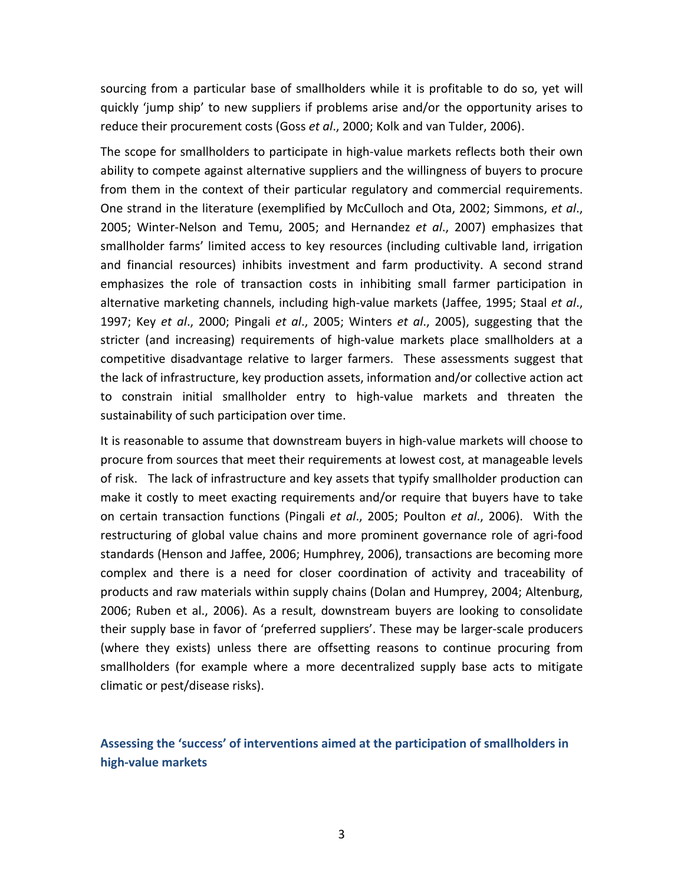sourcing from a particular base of smallholders while it is profitable to do so, yet will quickly 'jump ship' to new suppliers if problems arise and/or the opportunity arises to reduce their procurement costs (Goss *et al*., 2000; Kolk and van Tulder, 2006).

The scope for smallholders to participate in high-value markets reflects both their own ability to compete against alternative suppliers and the willingness of buyers to procure from them in the context of their particular regulatory and commercial requirements. One strand in the literature (exemplified by McCulloch and Ota, 2002; Simmons, *et al*., 2005; Winter-Nelson and Temu, 2005; and Hernandez *et al*., 2007) emphasizes that smallholder farms' limited access to key resources (including cultivable land, irrigation and financial resources) inhibits investment and farm productivity. A second strand emphasizes the role of transaction costs in inhibiting small farmer participation in alternative marketing channels, including high-value markets (Jaffee, 1995; Staal *et al*., 1997; Key *et al*., 2000; Pingali *et al*., 2005; Winters *et al*., 2005), suggesting that the stricter (and increasing) requirements of high-value markets place smallholders at a competitive disadvantage relative to larger farmers. These assessments suggest that the lack of infrastructure, key production assets, information and/or collective action act to constrain initial smallholder entry to high-value markets and threaten the sustainability of such participation over time.

It is reasonable to assume that downstream buyers in high-value markets will choose to procure from sources that meet their requirements at lowest cost, at manageable levels of risk. The lack of infrastructure and key assets that typify smallholder production can make it costly to meet exacting requirements and/or require that buyers have to take on certain transaction functions (Pingali *et al*., 2005; Poulton *et al*., 2006). With the restructuring of global value chains and more prominent governance role of agri-food standards (Henson and Jaffee, 2006; Humphrey, 2006), transactions are becoming more complex and there is a need for closer coordination of activity and traceability of products and raw materials within supply chains (Dolan and Humprey, 2004; Altenburg, 2006; Ruben et al., 2006). As a result, downstream buyers are looking to consolidate their supply base in favor of 'preferred suppliers'. These may be larger-scale producers (where they exists) unless there are offsetting reasons to continue procuring from smallholders (for example where a more decentralized supply base acts to mitigate climatic or pest/disease risks).

## Assessing the 'success' of interventions aimed at the participation of smallholders in high-value markets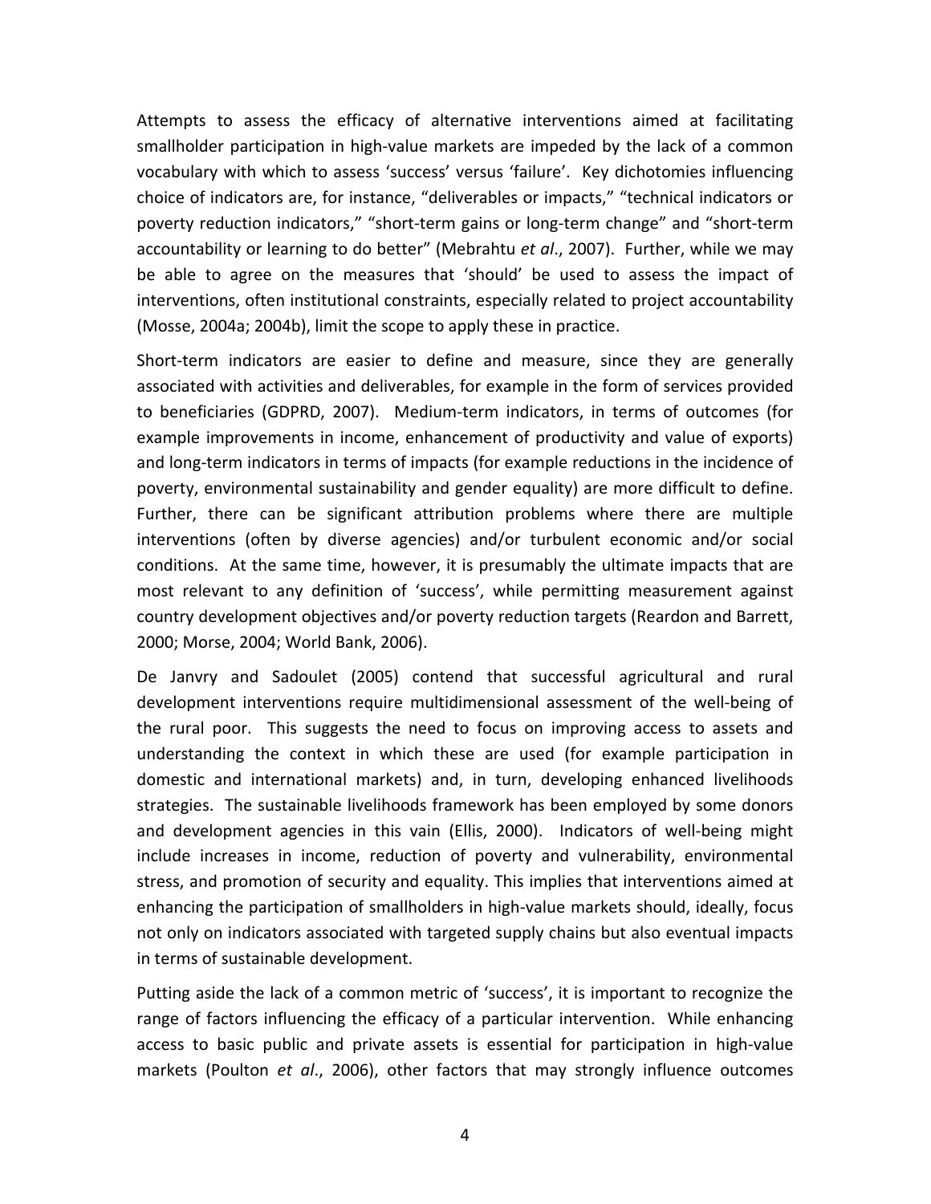Attempts to assess the efficacy of alternative interventions aimed at facilitating smallholder participation in high-value markets are impeded by the lack of a common vocabulary with which to assess 'success' versus 'failure'. Key dichotomies influencing choice of indicators are, for instance, "deliverables or impacts," "technical indicators or poverty reduction indicators," "short-term gains or long-term change" and "short-term accountability or learning to do better" (Mebrahtu *et al*., 2007). Further, while we may be able to agree on the measures that 'should' be used to assess the impact of interventions, often institutional constraints, especially related to project accountability (Mosse, 2004a; 2004b), limit the scope to apply these in practice.

Short-term indicators are easier to define and measure, since they are generally associated with activities and deliverables, for example in the form of services provided to beneficiaries (GDPRD, 2007). Medium-term indicators, in terms of outcomes (for example improvements in income, enhancement of productivity and value of exports) and long-term indicators in terms of impacts (for example reductions in the incidence of poverty, environmental sustainability and gender equality) are more difficult to define. Further, there can be significant attribution problems where there are multiple interventions (often by diverse agencies) and/or turbulent economic and/or social conditions. At the same time, however, it is presumably the ultimate impacts that are most relevant to any definition of 'success', while permitting measurement against country development objectives and/or poverty reduction targets (Reardon and Barrett, 2000; Morse, 2004; World Bank, 2006).

De Janvry and Sadoulet (2005) contend that successful agricultural and rural development interventions require multidimensional assessment of the well-being of the rural poor. This suggests the need to focus on improving access to assets and understanding the context in which these are used (for example participation in domestic and international markets) and, in turn, developing enhanced livelihoods strategies. The sustainable livelihoods framework has been employed by some donors and development agencies in this vain (Ellis, 2000). Indicators of well-being might include increases in income, reduction of poverty and vulnerability, environmental stress, and promotion of security and equality. This implies that interventions aimed at enhancing the participation of smallholders in high-value markets should, ideally, focus not only on indicators associated with targeted supply chains but also eventual impacts in terms of sustainable development.

Putting aside the lack of a common metric of 'success', it is important to recognize the range of factors influencing the efficacy of a particular intervention. While enhancing access to basic public and private assets is essential for participation in high-value markets (Poulton *et al*., 2006), other factors that may strongly influence outcomes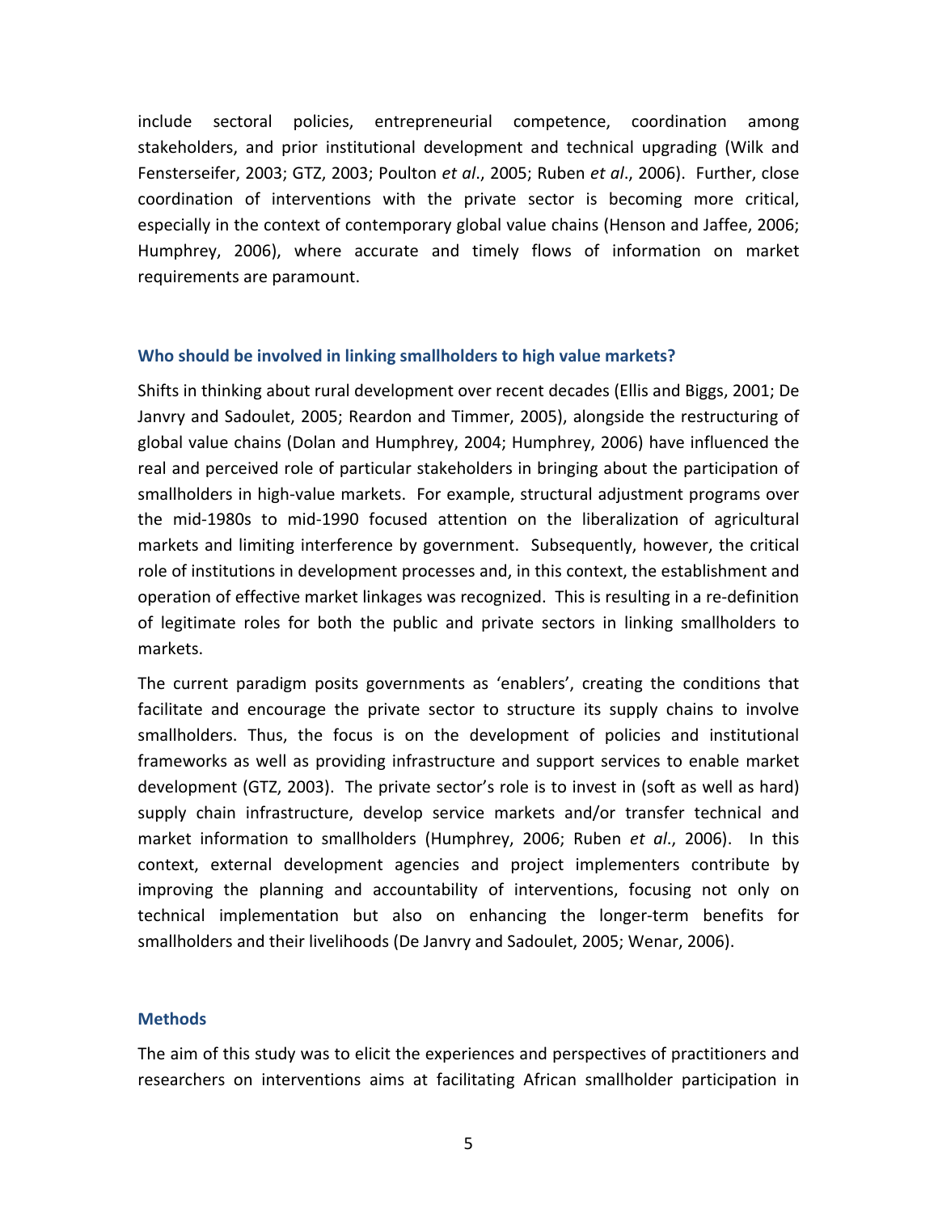include sectoral policies, entrepreneurial competence, coordination among stakeholders, and prior institutional development and technical upgrading (Wilk and Fensterseifer, 2003; GTZ, 2003; Poulton *et al*., 2005; Ruben *et al*., 2006). Further, close coordination of interventions with the private sector is becoming more critical, especially in the context of contemporary global value chains (Henson and Jaffee, 2006; Humphrey, 2006), where accurate and timely flows of information on market requirements are paramount.

### Who should be involved in linking smallholders to high value markets?

Shifts in thinking about rural development over recent decades (Ellis and Biggs, 2001; De Janvry and Sadoulet, 2005; Reardon and Timmer, 2005), alongside the restructuring of global value chains (Dolan and Humphrey, 2004; Humphrey, 2006) have influenced the real and perceived role of particular stakeholders in bringing about the participation of smallholders in high-value markets. For example, structural adjustment programs over the mid-1980s to mid-1990 focused attention on the liberalization of agricultural markets and limiting interference by government. Subsequently, however, the critical role of institutions in development processes and, in this context, the establishment and operation of effective market linkages was recognized. This is resulting in a re-definition of legitimate roles for both the public and private sectors in linking smallholders to markets.

The current paradigm posits governments as 'enablers', creating the conditions that facilitate and encourage the private sector to structure its supply chains to involve smallholders. Thus, the focus is on the development of policies and institutional frameworks as well as providing infrastructure and support services to enable market development (GTZ, 2003). The private sector's role is to invest in (soft as well as hard) supply chain infrastructure, develop service markets and/or transfer technical and market information to smallholders (Humphrey, 2006; Ruben *et al*., 2006). In this context, external development agencies and project implementers contribute by improving the planning and accountability of interventions, focusing not only on technical implementation but also on enhancing the longer-term benefits for smallholders and their livelihoods (De Janvry and Sadoulet, 2005; Wenar, 2006).

### Methods

The aim of this study was to elicit the experiences and perspectives of practitioners and researchers on interventions aims at facilitating African smallholder participation in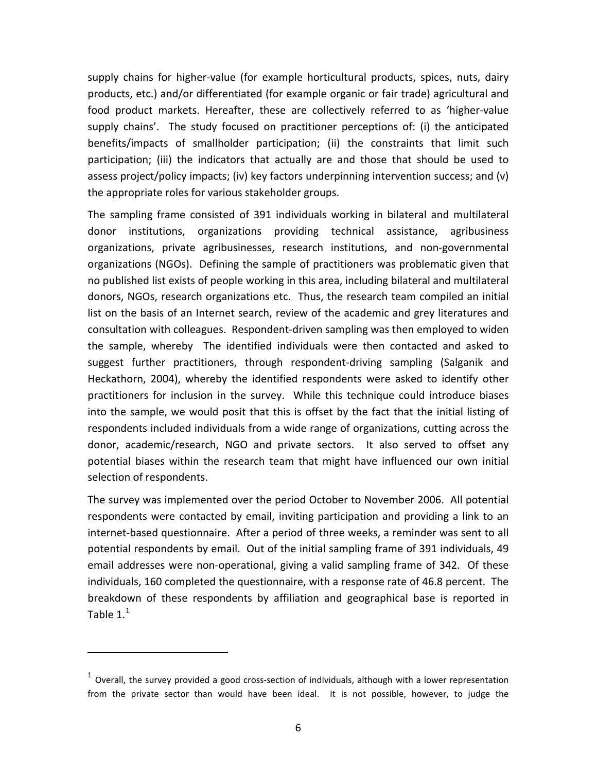supply chains for higher-value (for example horticultural products, spices, nuts, dairy products, etc.) and/or differentiated (for example organic or fair trade) agricultural and food product markets. Hereafter, these are collectively referred to as 'higher-value supply chains'. The study focused on practitioner perceptions of: (i) the anticipated benefits/impacts of smallholder participation; (ii) the constraints that limit such participation; (iii) the indicators that actually are and those that should be used to assess project/policy impacts; (iv) key factors underpinning intervention success; and (v) the appropriate roles for various stakeholder groups.

The sampling frame consisted of 391 individuals working in bilateral and multilateral donor institutions, organizations providing technical assistance, agribusiness organizations, private agribusinesses, research institutions, and non-governmental organizations (NGOs). Defining the sample of practitioners was problematic given that no published list exists of people working in this area, including bilateral and multilateral donors, NGOs, research organizations etc. Thus, the research team compiled an initial list on the basis of an Internet search, review of the academic and grey literatures and consultation with colleagues. Respondent-driven sampling was then employed to widen the sample, whereby The identified individuals were then contacted and asked to suggest further practitioners, through respondent-driving sampling (Salganik and Heckathorn, 2004), whereby the identified respondents were asked to identify other practitioners for inclusion in the survey. While this technique could introduce biases into the sample, we would posit that this is offset by the fact that the initial listing of respondents included individuals from a wide range of organizations, cutting across the donor, academic/research, NGO and private sectors. It also served to offset any potential biases within the research team that might have influenced our own initial selection of respondents.

The survey was implemented over the period October to November 2006. All potential respondents were contacted by email, inviting participation and providing a link to an internet-based questionnaire. After a period of three weeks, a reminder was sent to all potential respondents by email. Out of the initial sampling frame of 391 individuals, 49 email addresses were non-operational, giving a valid sampling frame of 342. Of these individuals, 160 completed the questionnaire, with a response rate of 46.8 percent. The breakdown of these respondents by affiliation and geographical base is reported in Table 1.[1]

[1] Overall, the survey provided a good cross-section of individuals, although with a lower representation from the private sector than would have been ideal. It is not possible, however, to judge the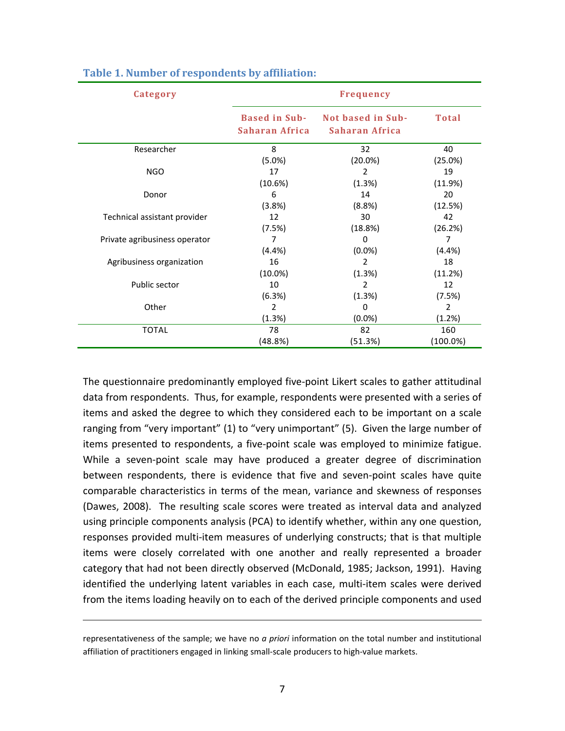**Table 1. Number of respondents by affiliation:**

| Category | Frequency | | |
|---|---|---|---|
| | Based in Sub-Saharan Africa | Not based in Sub-Saharan Africa | Total |
| Researcher | 8 (5.0%) | 32 (20.0%) | 40 (25.0%) |
| NGO | 17 (10.6%) | 2 (1.3%) | 19 (11.9%) |
| Donor | 6 (3.8%) | 14 (8.8%) | 20 (12.5%) |
| Technical assistant provider | 12 (7.5%) | 30 (18.8%) | 42 (26.2%) |
| Private agribusiness operator | 7 (4.4%) | 0 (0.0%) | 7 (4.4%) |
| Agribusiness organization | 16 (10.0%) | 2 (1.3%) | 18 (11.2%) |
| Public sector | 10 (6.3%) | 2 (1.3%) | 12 (7.5%) |
| Other | 2 (1.3%) | 0 (0.0%) | 2 (1.2%) |
| TOTAL | 78 (48.8%) | 82 (51.3%) | 160 (100.0%) |

The questionnaire predominantly employed five-point Likert scales to gather attitudinal data from respondents. Thus, for example, respondents were presented with a series of items and asked the degree to which they considered each to be important on a scale ranging from "very important" (1) to "very unimportant" (5). Given the large number of items presented to respondents, a five-point scale was employed to minimize fatigue. While a seven-point scale may have produced a greater degree of discrimination between respondents, there is evidence that five and seven-point scales have quite comparable characteristics in terms of the mean, variance and skewness of responses (Dawes, 2008). The resulting scale scores were treated as interval data and analyzed using principle components analysis (PCA) to identify whether, within any one question, responses provided multi-item measures of underlying constructs; that is that multiple items were closely correlated with one another and really represented a broader category that had not been directly observed (McDonald, 1985; Jackson, 1991). Having identified the underlying latent variables in each case, multi-item scales were derived from the items loading heavily on to each of the derived principle components and used

---

representativeness of the sample; we have no *a priori* information on the total number and institutional affiliation of practitioners engaged in linking small-scale producers to high-value markets.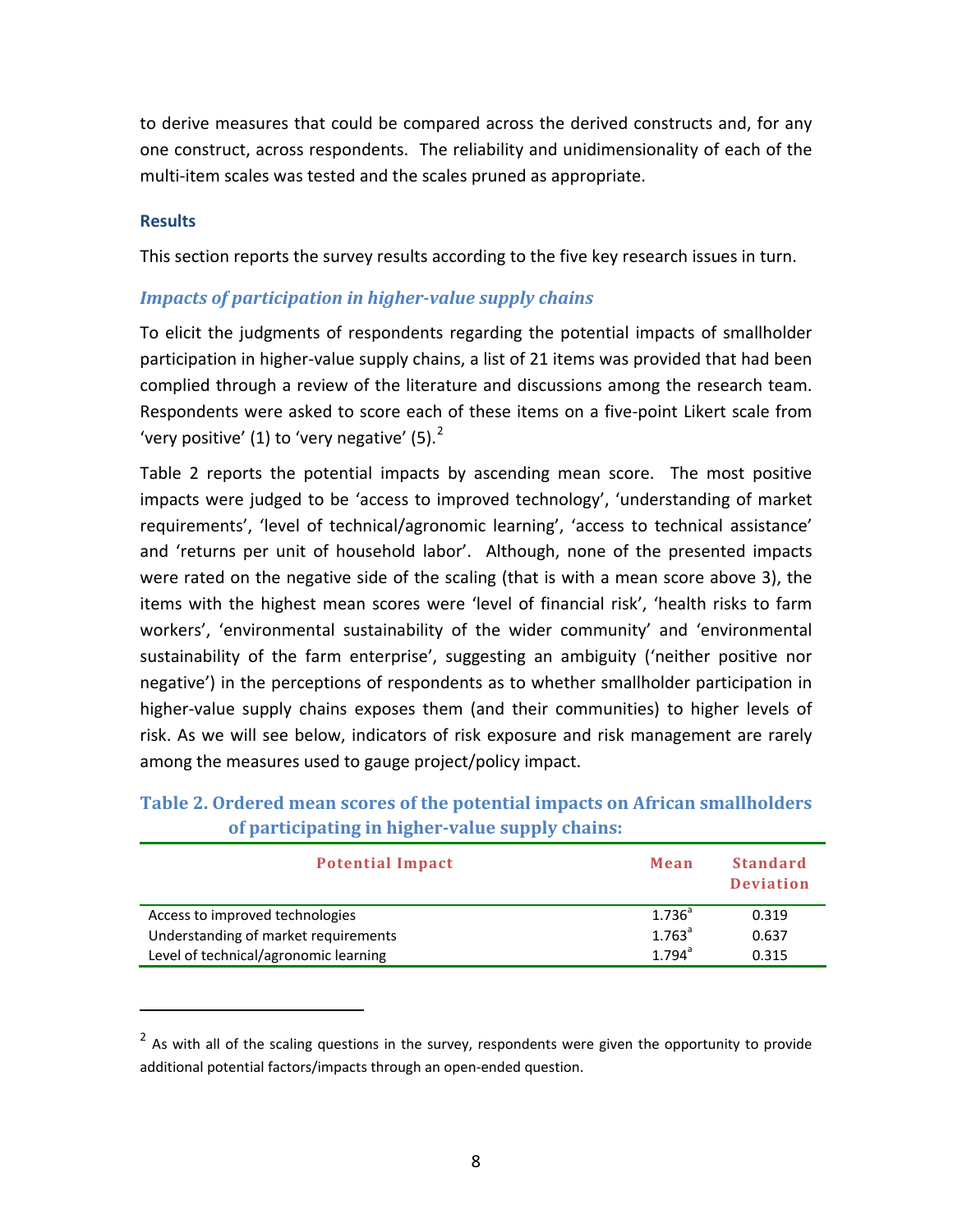to derive measures that could be compared across the derived constructs and, for any one construct, across respondents. The reliability and unidimensionality of each of the multi-item scales was tested and the scales pruned as appropriate.

### Results

This section reports the survey results according to the five key research issues in turn.

#### *Impacts of participation in higher-value supply chains*

To elicit the judgments of respondents regarding the potential impacts of smallholder participation in higher-value supply chains, a list of 21 items was provided that had been complied through a review of the literature and discussions among the research team. Respondents were asked to score each of these items on a five-point Likert scale from 'very positive' (1) to 'very negative' (5).[2]

Table 2 reports the potential impacts by ascending mean score. The most positive impacts were judged to be 'access to improved technology', 'understanding of market requirements', 'level of technical/agronomic learning', 'access to technical assistance' and 'returns per unit of household labor'. Although, none of the presented impacts were rated on the negative side of the scaling (that is with a mean score above 3), the items with the highest mean scores were 'level of financial risk', 'health risks to farm workers', 'environmental sustainability of the wider community' and 'environmental sustainability of the farm enterprise', suggesting an ambiguity ('neither positive nor negative') in the perceptions of respondents as to whether smallholder participation in higher-value supply chains exposes them (and their communities) to higher levels of risk. As we will see below, indicators of risk exposure and risk management are rarely among the measures used to gauge project/policy impact.

**Table 2. Ordered mean scores of the potential impacts on African smallholders of participating in higher-value supply chains:**

| Potential Impact | Mean | Standard Deviation |
|---|---|---|
| Access to improved technologies | 1.736[a] | 0.319 |
| Understanding of market requirements | 1.763[a] | 0.637 |
| Level of technical/agronomic learning | 1.794[a] | 0.315 |

[2] As with all of the scaling questions in the survey, respondents were given the opportunity to provide additional potential factors/impacts through an open-ended question.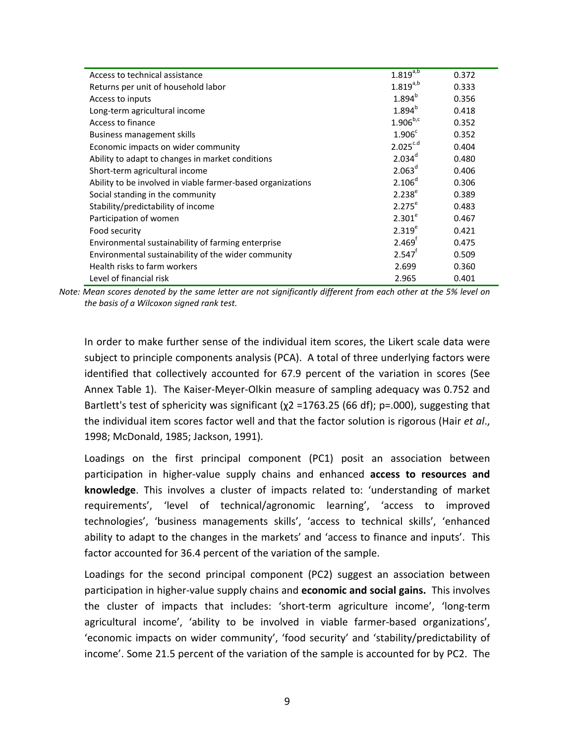| | | |
|---|---|---|
| Access to technical assistance | 1.819[a,b] | 0.372 |
| Returns per unit of household labor | 1.819[a,b] | 0.333 |
| Access to inputs | 1.894[b] | 0.356 |
| Long-term agricultural income | 1.894[b] | 0.418 |
| Access to finance | 1.906[b,c] | 0.352 |
| Business management skills | 1.906[c] | 0.352 |
| Economic impacts on wider community | 2.025[c,d] | 0.404 |
| Ability to adapt to changes in market conditions | 2.034[d] | 0.480 |
| Short-term agricultural income | 2.063[d] | 0.406 |
| Ability to be involved in viable farmer-based organizations | 2.106[d] | 0.306 |
| Social standing in the community | 2.238[e] | 0.389 |
| Stability/predictability of income | 2.275[e] | 0.483 |
| Participation of women | 2.301[e] | 0.467 |
| Food security | 2.319[e] | 0.421 |
| Environmental sustainability of farming enterprise | 2.469[f] | 0.475 |
| Environmental sustainability of the wider community | 2.547[f] | 0.509 |
| Health risks to farm workers | 2.699 | 0.360 |
| Level of financial risk | 2.965 | 0.401 |

*Note: Mean scores denoted by the same letter are not significantly different from each other at the 5% level on the basis of a Wilcoxon signed rank test.*

In order to make further sense of the individual item scores, the Likert scale data were subject to principle components analysis (PCA). A total of three underlying factors were identified that collectively accounted for 67.9 percent of the variation in scores (See Annex Table 1). The Kaiser-Meyer-Olkin measure of sampling adequacy was 0.752 and Bartlett's test of sphericity was significant ($\chi^2$ =1763.25 (66 df); p=.000), suggesting that the individual item scores factor well and that the factor solution is rigorous (Hair *et al*., 1998; McDonald, 1985; Jackson, 1991).

Loadings on the first principal component (PC1) posit an association between participation in higher-value supply chains and enhanced **access to resources and knowledge**. This involves a cluster of impacts related to: 'understanding of market requirements', 'level of technical/agronomic learning', 'access to improved technologies', 'business managements skills', 'access to technical skills', 'enhanced ability to adapt to the changes in the markets' and 'access to finance and inputs'. This factor accounted for 36.4 percent of the variation of the sample.

Loadings for the second principal component (PC2) suggest an association between participation in higher-value supply chains and **economic and social gains.** This involves the cluster of impacts that includes: 'short-term agriculture income', 'long-term agricultural income', 'ability to be involved in viable farmer-based organizations', 'economic impacts on wider community', 'food security' and 'stability/predictability of income'. Some 21.5 percent of the variation of the sample is accounted for by PC2. The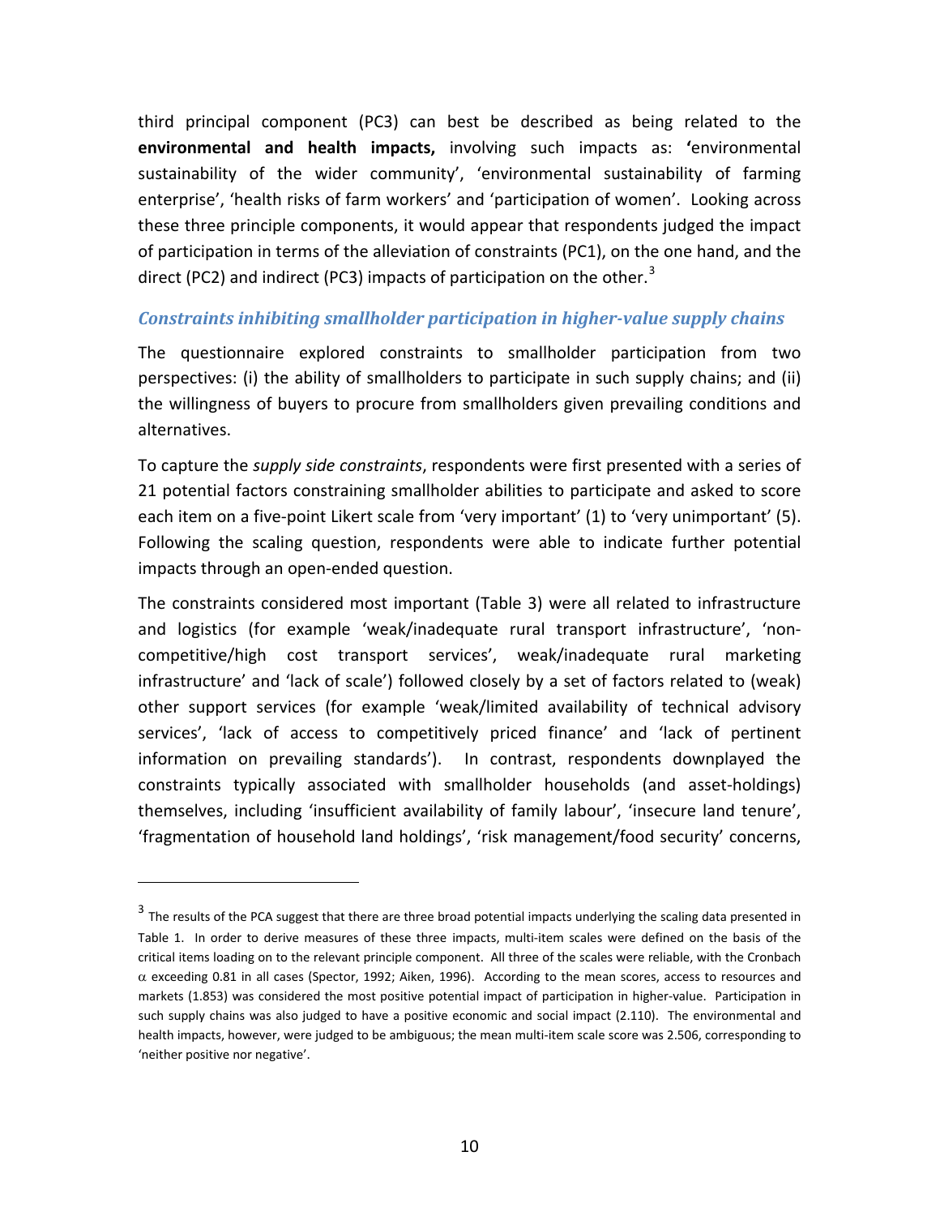third principal component (PC3) can best be described as being related to the **environmental and health impacts,** involving such impacts as: **'**environmental sustainability of the wider community', 'environmental sustainability of farming enterprise', 'health risks of farm workers' and 'participation of women'. Looking across these three principle components, it would appear that respondents judged the impact of participation in terms of the alleviation of constraints (PC1), on the one hand, and the direct (PC2) and indirect (PC3) impacts of participation on the other.[3]

### *Constraints inhibiting smallholder participation in higher-value supply chains*

The questionnaire explored constraints to smallholder participation from two perspectives: (i) the ability of smallholders to participate in such supply chains; and (ii) the willingness of buyers to procure from smallholders given prevailing conditions and alternatives.

To capture the *supply side constraints*, respondents were first presented with a series of 21 potential factors constraining smallholder abilities to participate and asked to score each item on a five-point Likert scale from 'very important' (1) to 'very unimportant' (5). Following the scaling question, respondents were able to indicate further potential impacts through an open-ended question.

The constraints considered most important (Table 3) were all related to infrastructure and logistics (for example 'weak/inadequate rural transport infrastructure', 'non-competitive/high cost transport services', weak/inadequate rural marketing infrastructure' and 'lack of scale') followed closely by a set of factors related to (weak) other support services (for example 'weak/limited availability of technical advisory services', 'lack of access to competitively priced finance' and 'lack of pertinent information on prevailing standards'). In contrast, respondents downplayed the constraints typically associated with smallholder households (and asset-holdings) themselves, including 'insufficient availability of family labour', 'insecure land tenure', 'fragmentation of household land holdings', 'risk management/food security' concerns,

---

[3] The results of the PCA suggest that there are three broad potential impacts underlying the scaling data presented in Table 1. In order to derive measures of these three impacts, multi-item scales were defined on the basis of the critical items loading on to the relevant principle component. All three of the scales were reliable, with the Cronbach $\alpha$ exceeding 0.81 in all cases (Spector, 1992; Aiken, 1996). According to the mean scores, access to resources and markets (1.853) was considered the most positive potential impact of participation in higher-value. Participation in such supply chains was also judged to have a positive economic and social impact (2.110). The environmental and health impacts, however, were judged to be ambiguous; the mean multi-item scale score was 2.506, corresponding to 'neither positive nor negative'.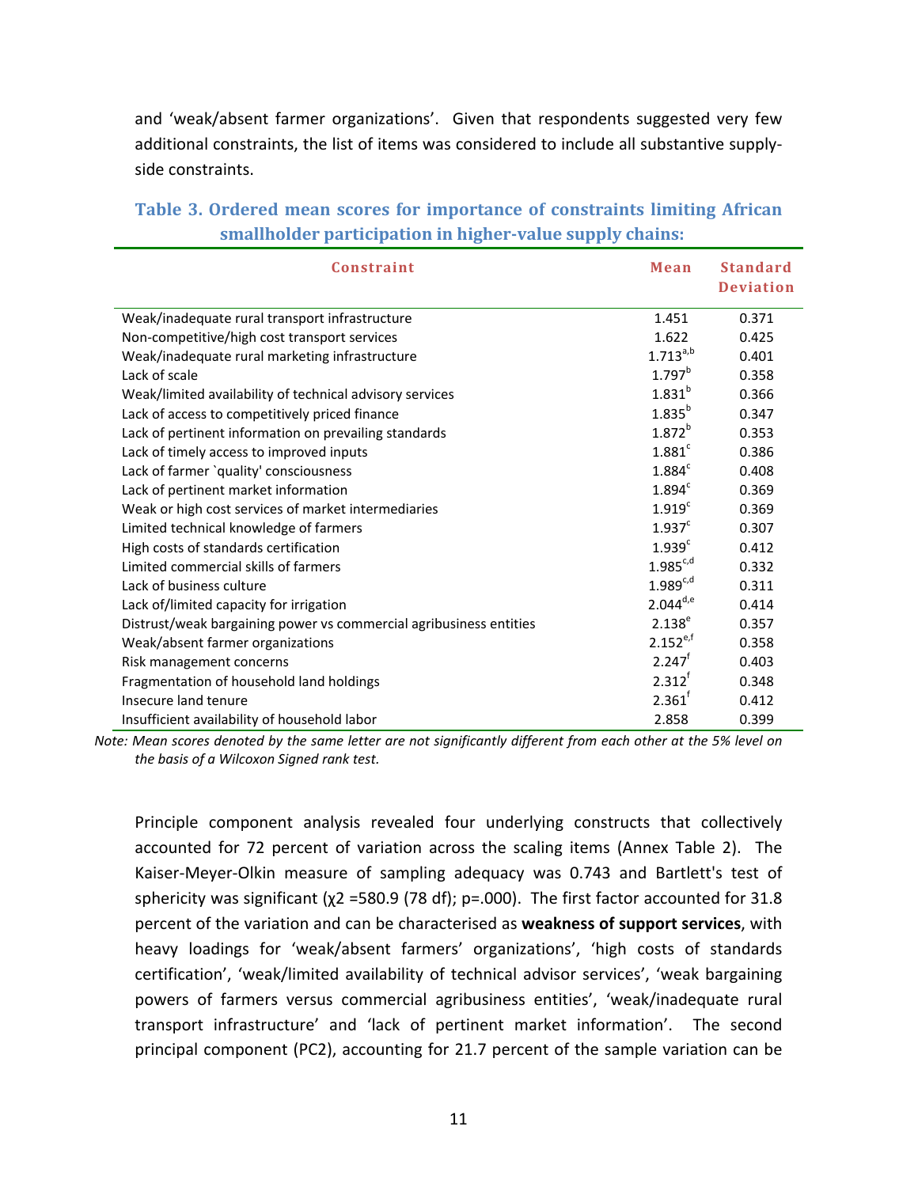and 'weak/absent farmer organizations'. Given that respondents suggested very few additional constraints, the list of items was considered to include all substantive supply-side constraints.

**Table 3. Ordered mean scores for importance of constraints limiting African smallholder participation in higher-value supply chains:**

| Constraint | Mean | Standard Deviation |
|---|---|---|
| Weak/inadequate rural transport infrastructure | 1.451 | 0.371 |
| Non-competitive/high cost transport services | 1.622 | 0.425 |
| Weak/inadequate rural marketing infrastructure | 1.713[a,b] | 0.401 |
| Lack of scale | 1.797[b] | 0.358 |
| Weak/limited availability of technical advisory services | 1.831[b] | 0.366 |
| Lack of access to competitively priced finance | 1.835[b] | 0.347 |
| Lack of pertinent information on prevailing standards | 1.872[b] | 0.353 |
| Lack of timely access to improved inputs | 1.881[c] | 0.386 |
| Lack of farmer `quality' consciousness | 1.884[c] | 0.408 |
| Lack of pertinent market information | 1.894[c] | 0.369 |
| Weak or high cost services of market intermediaries | 1.919[c] | 0.369 |
| Limited technical knowledge of farmers | 1.937[c] | 0.307 |
| High costs of standards certification | 1.939[c] | 0.412 |
| Limited commercial skills of farmers | 1.985[c,d] | 0.332 |
| Lack of business culture | 1.989[c,d] | 0.311 |
| Lack of/limited capacity for irrigation | 2.044[d,e] | 0.414 |
| Distrust/weak bargaining power vs commercial agribusiness entities | 2.138[e] | 0.357 |
| Weak/absent farmer organizations | 2.152[e,f] | 0.358 |
| Risk management concerns | 2.247[f] | 0.403 |
| Fragmentation of household land holdings | 2.312[f] | 0.348 |
| Insecure land tenure | 2.361[f] | 0.412 |
| Insufficient availability of household labor | 2.858 | 0.399 |

*Note: Mean scores denoted by the same letter are not significantly different from each other at the 5% level on the basis of a Wilcoxon Signed rank test.*

Principle component analysis revealed four underlying constructs that collectively accounted for 72 percent of variation across the scaling items (Annex Table 2). The Kaiser-Meyer-Olkin measure of sampling adequacy was 0.743 and Bartlett's test of sphericity was significant ($\chi 2$ =580.9 (78 df); p=.000). The first factor accounted for 31.8 percent of the variation and can be characterised as **weakness of support services**, with heavy loadings for 'weak/absent farmers' organizations', 'high costs of standards certification', 'weak/limited availability of technical advisor services', 'weak bargaining powers of farmers versus commercial agribusiness entities', 'weak/inadequate rural transport infrastructure' and 'lack of pertinent market information'. The second principal component (PC2), accounting for 21.7 percent of the sample variation can be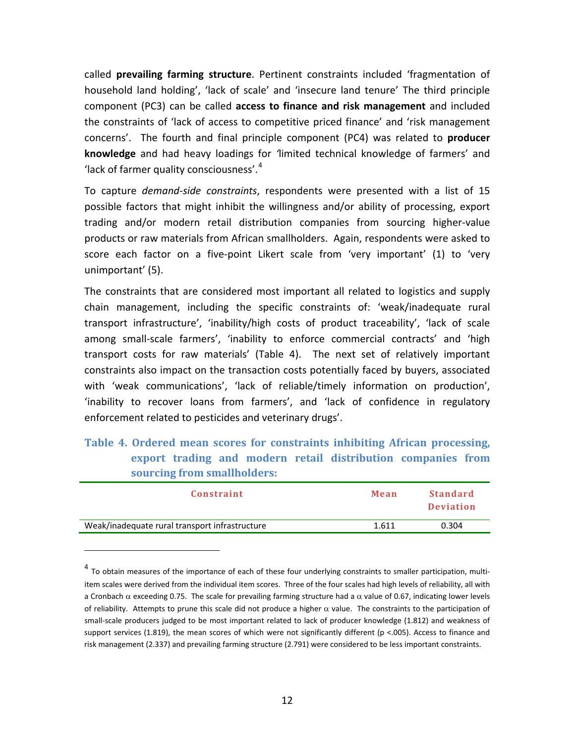called **prevailing farming structure**. Pertinent constraints included 'fragmentation of household land holding', 'lack of scale' and 'insecure land tenure' The third principle component (PC3) can be called **access to finance and risk management** and included the constraints of 'lack of access to competitive priced finance' and 'risk management concerns'. The fourth and final principle component (PC4) was related to **producer knowledge** and had heavy loadings for 'limited technical knowledge of farmers' and 'lack of farmer quality consciousness'.[4]

To capture *demand-side constraints*, respondents were presented with a list of 15 possible factors that might inhibit the willingness and/or ability of processing, export trading and/or modern retail distribution companies from sourcing higher-value products or raw materials from African smallholders. Again, respondents were asked to score each factor on a five-point Likert scale from 'very important' (1) to 'very unimportant' (5).

The constraints that are considered most important all related to logistics and supply chain management, including the specific constraints of: 'weak/inadequate rural transport infrastructure', 'inability/high costs of product traceability', 'lack of scale among small-scale farmers', 'inability to enforce commercial contracts' and 'high transport costs for raw materials' (Table 4). The next set of relatively important constraints also impact on the transaction costs potentially faced by buyers, associated with 'weak communications', 'lack of reliable/timely information on production', 'inability to recover loans from farmers', and 'lack of confidence in regulatory enforcement related to pesticides and veterinary drugs'.

**Table 4. Ordered mean scores for constraints inhibiting African processing, export trading and modern retail distribution companies from sourcing from smallholders:**

| Constraint | Mean | Standard Deviation |
|---|---|---|
| Weak/inadequate rural transport infrastructure | 1.611 | 0.304 |

[4] To obtain measures of the importance of each of these four underlying constraints to smaller participation, multi-item scales were derived from the individual item scores. Three of the four scales had high levels of reliability, all with a Cronbach $\alpha$ exceeding 0.75. The scale for prevailing farming structure had a $\alpha$ value of 0.67, indicating lower levels of reliability. Attempts to prune this scale did not produce a higher $\alpha$ value. The constraints to the participation of small-scale producers judged to be most important related to lack of producer knowledge (1.812) and weakness of support services (1.819), the mean scores of which were not significantly different ($p < .005$). Access to finance and risk management (2.337) and prevailing farming structure (2.791) were considered to be less important constraints.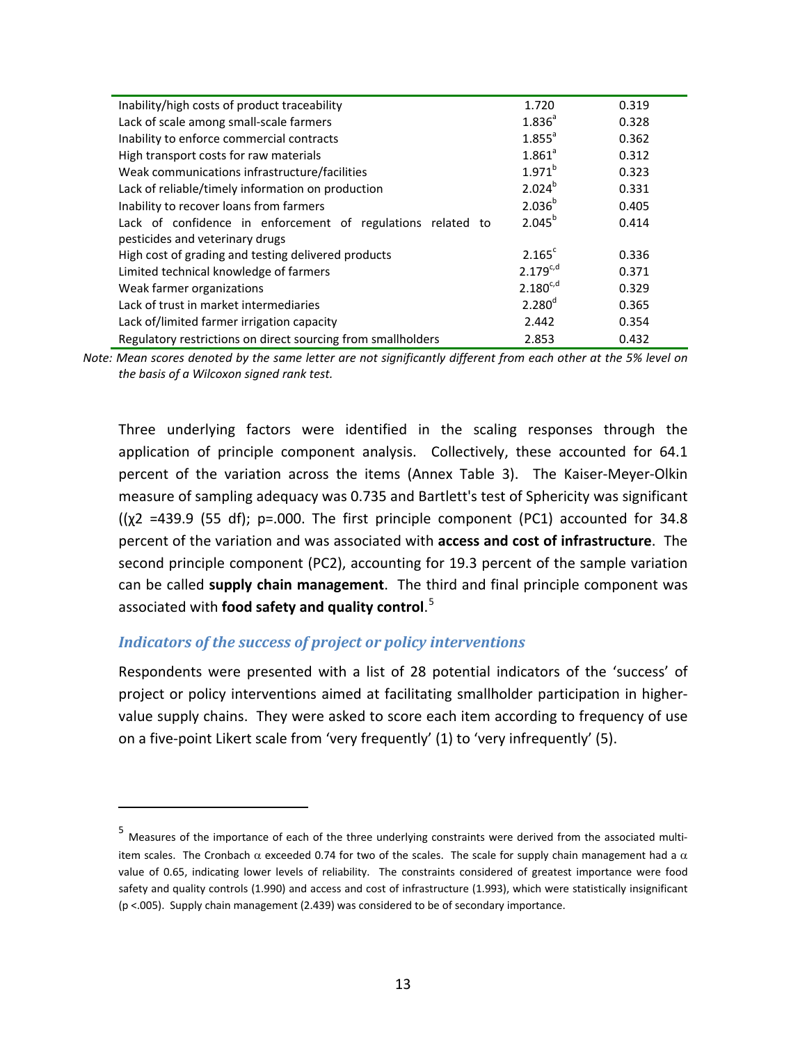| | | |
|---|---|---|
| Inability/high costs of product traceability | 1.720 | 0.319 |
| Lack of scale among small-scale farmers | 1.836[a] | 0.328 |
| Inability to enforce commercial contracts | 1.855[a] | 0.362 |
| High transport costs for raw materials | 1.861[a] | 0.312 |
| Weak communications infrastructure/facilities | 1.971[b] | 0.323 |
| Lack of reliable/timely information on production | 2.024[b] | 0.331 |
| Inability to recover loans from farmers | 2.036[b] | 0.405 |
| Lack of confidence in enforcement of regulations related to pesticides and veterinary drugs | 2.045[b] | 0.414 |
| High cost of grading and testing delivered products | 2.165[c] | 0.336 |
| Limited technical knowledge of farmers | 2.179[c,d] | 0.371 |
| Weak farmer organizations | 2.180[c,d] | 0.329 |
| Lack of trust in market intermediaries | 2.280[d] | 0.365 |
| Lack of/limited farmer irrigation capacity | 2.442 | 0.354 |
| Regulatory restrictions on direct sourcing from smallholders | 2.853 | 0.432 |

*Note: Mean scores denoted by the same letter are not significantly different from each other at the 5% level on the basis of a Wilcoxon signed rank test.*

Three underlying factors were identified in the scaling responses through the application of principle component analysis. Collectively, these accounted for 64.1 percent of the variation across the items (Annex Table 3). The Kaiser-Meyer-Olkin measure of sampling adequacy was 0.735 and Bartlett's test of Sphericity was significant (($\chi2$ =439.9 (55 df); p=.000. The first principle component (PC1) accounted for 34.8 percent of the variation and was associated with **access and cost of infrastructure**. The second principle component (PC2), accounting for 19.3 percent of the sample variation can be called **supply chain management**. The third and final principle component was associated with **food safety and quality control**.[5]

### *Indicators of the success of project or policy interventions*

Respondents were presented with a list of 28 potential indicators of the 'success' of project or policy interventions aimed at facilitating smallholder participation in higher-value supply chains. They were asked to score each item according to frequency of use on a five-point Likert scale from 'very frequently' (1) to 'very infrequently' (5).

[5] Measures of the importance of each of the three underlying constraints were derived from the associated multi-item scales. The Cronbach $\alpha$ exceeded 0.74 for two of the scales. The scale for supply chain management had a $\alpha$ value of 0.65, indicating lower levels of reliability. The constraints considered of greatest importance were food safety and quality controls (1.990) and access and cost of infrastructure (1.993), which were statistically insignificant (p <.005). Supply chain management (2.439) was considered to be of secondary importance.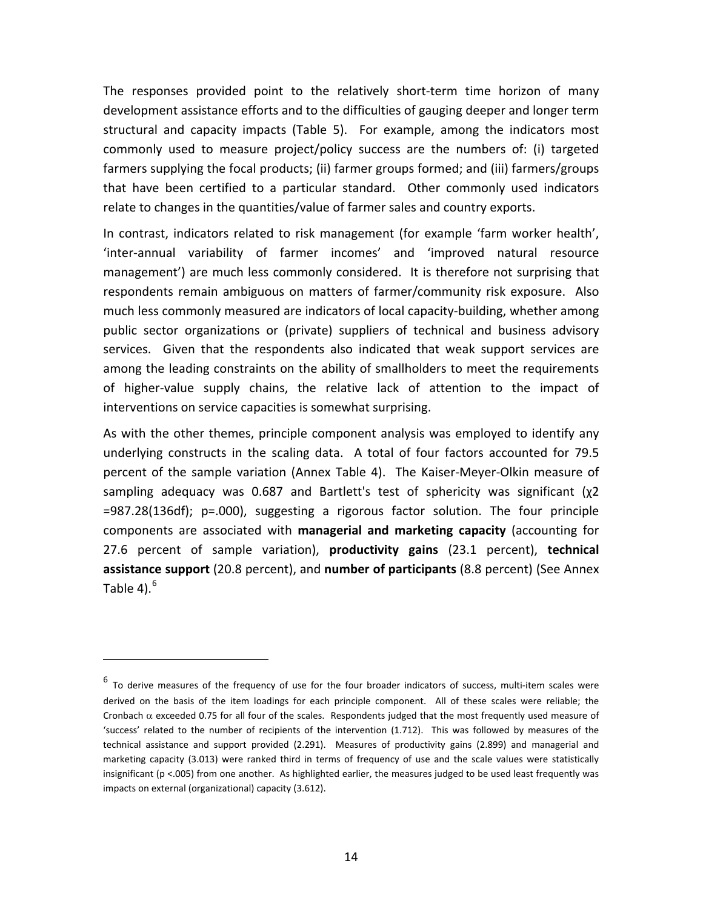The responses provided point to the relatively short-term time horizon of many development assistance efforts and to the difficulties of gauging deeper and longer term structural and capacity impacts (Table 5). For example, among the indicators most commonly used to measure project/policy success are the numbers of: (i) targeted farmers supplying the focal products; (ii) farmer groups formed; and (iii) farmers/groups that have been certified to a particular standard. Other commonly used indicators relate to changes in the quantities/value of farmer sales and country exports.

In contrast, indicators related to risk management (for example 'farm worker health', 'inter-annual variability of farmer incomes' and 'improved natural resource management') are much less commonly considered. It is therefore not surprising that respondents remain ambiguous on matters of farmer/community risk exposure. Also much less commonly measured are indicators of local capacity-building, whether among public sector organizations or (private) suppliers of technical and business advisory services. Given that the respondents also indicated that weak support services are among the leading constraints on the ability of smallholders to meet the requirements of higher-value supply chains, the relative lack of attention to the impact of interventions on service capacities is somewhat surprising.

As with the other themes, principle component analysis was employed to identify any underlying constructs in the scaling data. A total of four factors accounted for 79.5 percent of the sample variation (Annex Table 4). The Kaiser-Meyer-Olkin measure of sampling adequacy was 0.687 and Bartlett's test of sphericity was significant ($\chi^2$ =987.28(136df); p=.000), suggesting a rigorous factor solution. The four principle components are associated with **managerial and marketing capacity** (accounting for 27.6 percent of sample variation), **productivity gains** (23.1 percent), **technical assistance support** (20.8 percent), and **number of participants** (8.8 percent) (See Annex Table 4).[6]

---

[6] To derive measures of the frequency of use for the four broader indicators of success, multi-item scales were derived on the basis of the item loadings for each principle component. All of these scales were reliable; the Cronbach $\alpha$ exceeded 0.75 for all four of the scales. Respondents judged that the most frequently used measure of 'success' related to the number of recipients of the intervention (1.712). This was followed by measures of the technical assistance and support provided (2.291). Measures of productivity gains (2.899) and managerial and marketing capacity (3.013) were ranked third in terms of frequency of use and the scale values were statistically insignificant (p <.005) from one another. As highlighted earlier, the measures judged to be used least frequently was impacts on external (organizational) capacity (3.612).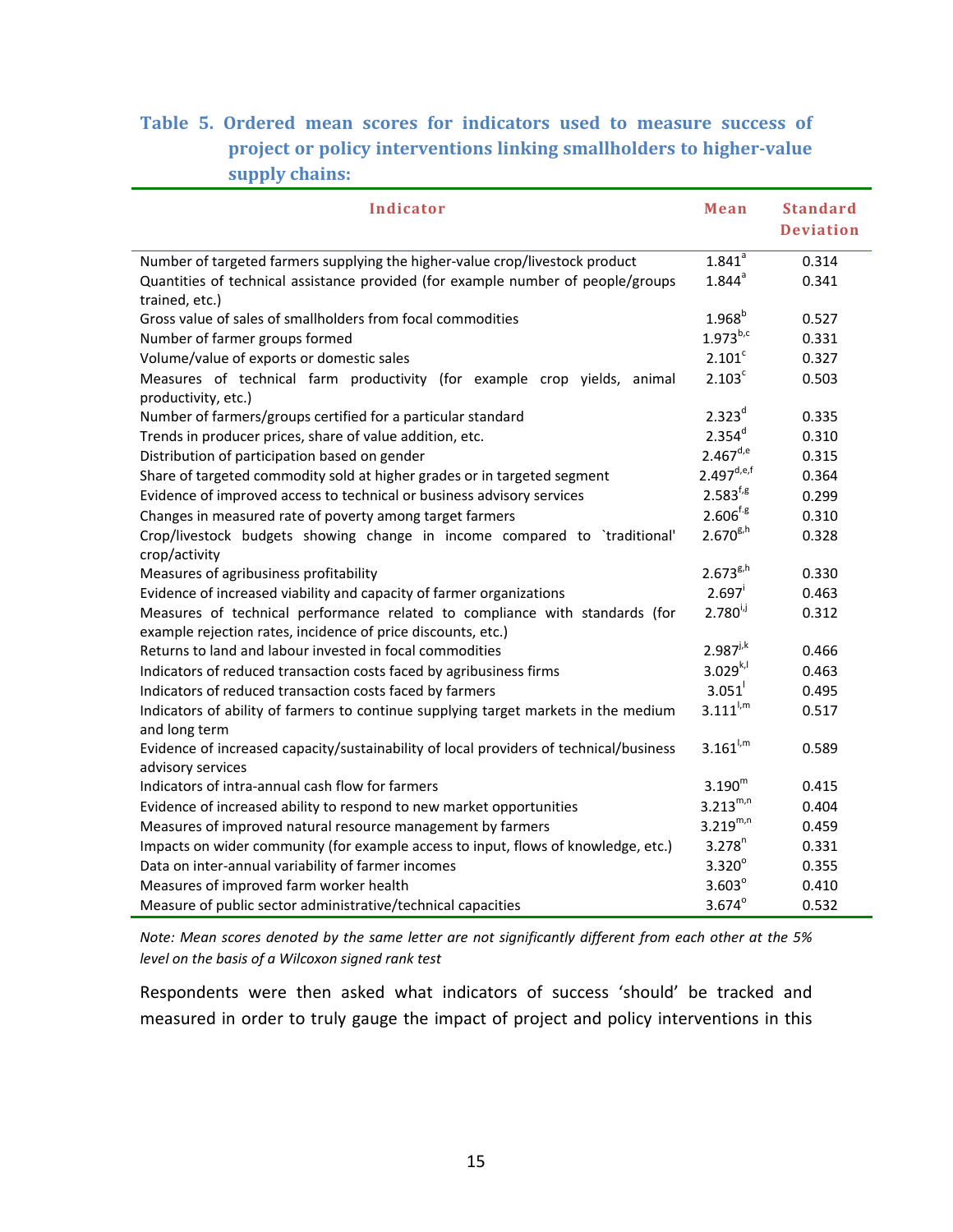**Table 5. Ordered mean scores for indicators used to measure success of project or policy interventions linking smallholders to higher-value supply chains:**

| Indicator | Mean | Standard Deviation |
|---|---|---|
| Number of targeted farmers supplying the higher-value crop/livestock product | 1.841[a] | 0.314 |
| Quantities of technical assistance provided (for example number of people/groups trained, etc.) | 1.844[a] | 0.341 |
| Gross value of sales of smallholders from focal commodities | 1.968[b] | 0.527 |
| Number of farmer groups formed | 1.973[b,c] | 0.331 |
| Volume/value of exports or domestic sales | 2.101[c] | 0.327 |
| Measures of technical farm productivity (for example crop yields, animal productivity, etc.) | 2.103[c] | 0.503 |
| Number of farmers/groups certified for a particular standard | 2.323[d] | 0.335 |
| Trends in producer prices, share of value addition, etc. | 2.354[d] | 0.310 |
| Distribution of participation based on gender | 2.467[d,e] | 0.315 |
| Share of targeted commodity sold at higher grades or in targeted segment | 2.497[d,e,f] | 0.364 |
| Evidence of improved access to technical or business advisory services | 2.583[f,g] | 0.299 |
| Changes in measured rate of poverty among target farmers | 2.606[f,g] | 0.310 |
| Crop/livestock budgets showing change in income compared to `traditional' crop/activity | 2.670[g,h] | 0.328 |
| Measures of agribusiness profitability | 2.673[g,h] | 0.330 |
| Evidence of increased viability and capacity of farmer organizations | 2.697[i] | 0.463 |
| Measures of technical performance related to compliance with standards (for example rejection rates, incidence of price discounts, etc.) | 2.780[i,j] | 0.312 |
| Returns to land and labour invested in focal commodities | 2.987[j,k] | 0.466 |
| Indicators of reduced transaction costs faced by agribusiness firms | 3.029[k,l] | 0.463 |
| Indicators of reduced transaction costs faced by farmers | 3.051[l] | 0.495 |
| Indicators of ability of farmers to continue supplying target markets in the medium and long term | 3.111[l,m] | 0.517 |
| Evidence of increased capacity/sustainability of local providers of technical/business advisory services | 3.161[l,m] | 0.589 |
| Indicators of intra-annual cash flow for farmers | 3.190[m] | 0.415 |
| Evidence of increased ability to respond to new market opportunities | 3.213[m,n] | 0.404 |
| Measures of improved natural resource management by farmers | 3.219[m,n] | 0.459 |
| Impacts on wider community (for example access to input, flows of knowledge, etc.) | 3.278[n] | 0.331 |
| Data on inter-annual variability of farmer incomes | 3.320[o] | 0.355 |
| Measures of improved farm worker health | 3.603[o] | 0.410 |
| Measure of public sector administrative/technical capacities | 3.674[o] | 0.532 |

*Note: Mean scores denoted by the same letter are not significantly different from each other at the 5% level on the basis of a Wilcoxon signed rank test*

Respondents were then asked what indicators of success 'should' be tracked and measured in order to truly gauge the impact of project and policy interventions in this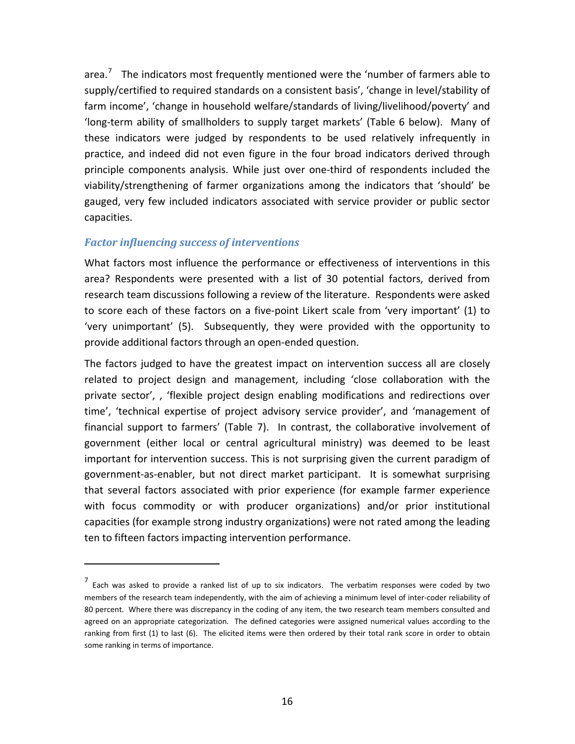area.[7] The indicators most frequently mentioned were the 'number of farmers able to supply/certified to required standards on a consistent basis', 'change in level/stability of farm income', 'change in household welfare/standards of living/livelihood/poverty' and 'long-term ability of smallholders to supply target markets' (Table 6 below). Many of these indicators were judged by respondents to be used relatively infrequently in practice, and indeed did not even figure in the four broad indicators derived through principle components analysis. While just over one-third of respondents included the viability/strengthening of farmer organizations among the indicators that 'should' be gauged, very few included indicators associated with service provider or public sector capacities.

### *Factor influencing success of interventions*

What factors most influence the performance or effectiveness of interventions in this area? Respondents were presented with a list of 30 potential factors, derived from research team discussions following a review of the literature. Respondents were asked to score each of these factors on a five-point Likert scale from 'very important' (1) to 'very unimportant' (5). Subsequently, they were provided with the opportunity to provide additional factors through an open-ended question.

The factors judged to have the greatest impact on intervention success all are closely related to project design and management, including 'close collaboration with the private sector', , 'flexible project design enabling modifications and redirections over time', 'technical expertise of project advisory service provider', and 'management of financial support to farmers' (Table 7). In contrast, the collaborative involvement of government (either local or central agricultural ministry) was deemed to be least important for intervention success. This is not surprising given the current paradigm of government-as-enabler, but not direct market participant. It is somewhat surprising that several factors associated with prior experience (for example farmer experience with focus commodity or with producer organizations) and/or prior institutional capacities (for example strong industry organizations) were not rated among the leading ten to fifteen factors impacting intervention performance.

---

[7] Each was asked to provide a ranked list of up to six indicators. The verbatim responses were coded by two members of the research team independently, with the aim of achieving a minimum level of inter-coder reliability of 80 percent. Where there was discrepancy in the coding of any item, the two research team members consulted and agreed on an appropriate categorization. The defined categories were assigned numerical values according to the ranking from first (1) to last (6). The elicited items were then ordered by their total rank score in order to obtain some ranking in terms of importance.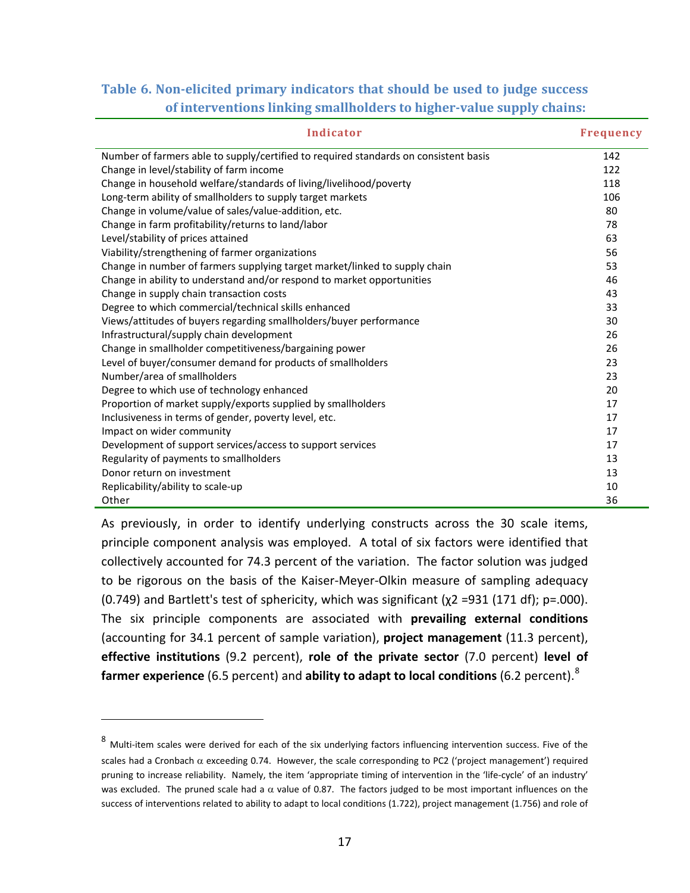**Table 6. Non-elicited primary indicators that should be used to judge success of interventions linking smallholders to higher-value supply chains:**

| Indicator | Frequency |
|---|---|
| Number of farmers able to supply/certified to required standards on consistent basis | 142 |
| Change in level/stability of farm income | 122 |
| Change in household welfare/standards of living/livelihood/poverty | 118 |
| Long-term ability of smallholders to supply target markets | 106 |
| Change in volume/value of sales/value-addition, etc. | 80 |
| Change in farm profitability/returns to land/labor | 78 |
| Level/stability of prices attained | 63 |
| Viability/strengthening of farmer organizations | 56 |
| Change in number of farmers supplying target market/linked to supply chain | 53 |
| Change in ability to understand and/or respond to market opportunities | 46 |
| Change in supply chain transaction costs | 43 |
| Degree to which commercial/technical skills enhanced | 33 |
| Views/attitudes of buyers regarding smallholders/buyer performance | 30 |
| Infrastructural/supply chain development | 26 |
| Change in smallholder competitiveness/bargaining power | 26 |
| Level of buyer/consumer demand for products of smallholders | 23 |
| Number/area of smallholders | 23 |
| Degree to which use of technology enhanced | 20 |
| Proportion of market supply/exports supplied by smallholders | 17 |
| Inclusiveness in terms of gender, poverty level, etc. | 17 |
| Impact on wider community | 17 |
| Development of support services/access to support services | 17 |
| Regularity of payments to smallholders | 13 |
| Donor return on investment | 13 |
| Replicability/ability to scale-up | 10 |
| Other | 36 |

As previously, in order to identify underlying constructs across the 30 scale items, principle component analysis was employed. A total of six factors were identified that collectively accounted for 74.3 percent of the variation. The factor solution was judged to be rigorous on the basis of the Kaiser-Meyer-Olkin measure of sampling adequacy (0.749) and Bartlett's test of sphericity, which was significant ($\chi 2 = 931$ (171 df); $p = .000$). The six principle components are associated with **prevailing external conditions** (accounting for 34.1 percent of sample variation), **project management** (11.3 percent), **effective institutions** (9.2 percent), **role of the private sector** (7.0 percent) **level of farmer experience** (6.5 percent) and **ability to adapt to local conditions** (6.2 percent).[8]

[8] Multi-item scales were derived for each of the six underlying factors influencing intervention success. Five of the scales had a Cronbach $\alpha$ exceeding 0.74. However, the scale corresponding to PC2 ('project management') required pruning to increase reliability. Namely, the item 'appropriate timing of intervention in the 'life-cycle' of an industry' was excluded. The pruned scale had a $\alpha$ value of 0.87. The factors judged to be most important influences on the success of interventions related to ability to adapt to local conditions (1.722), project management (1.756) and role of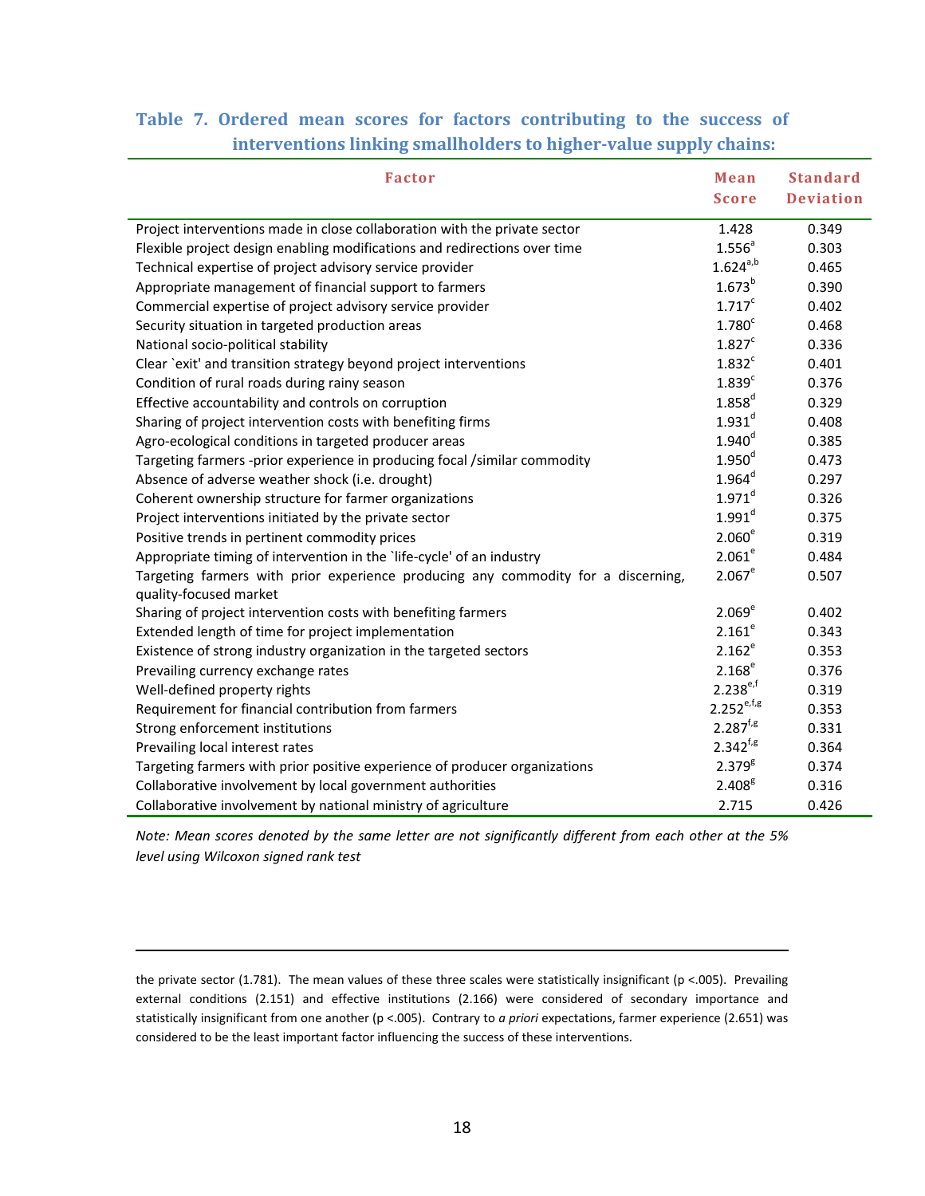**Table 7. Ordered mean scores for factors contributing to the success of interventions linking smallholders to higher-value supply chains:**

| Factor | Mean Score | Standard Deviation |
|---|---|---|
| Project interventions made in close collaboration with the private sector | 1.428 | 0.349 |
| Flexible project design enabling modifications and redirections over time | 1.556[a] | 0.303 |
| Technical expertise of project advisory service provider | 1.624[a,b] | 0.465 |
| Appropriate management of financial support to farmers | 1.673[b] | 0.390 |
| Commercial expertise of project advisory service provider | 1.717[c] | 0.402 |
| Security situation in targeted production areas | 1.780[c] | 0.468 |
| National socio-political stability | 1.827[c] | 0.336 |
| Clear `exit' and transition strategy beyond project interventions | 1.832[c] | 0.401 |
| Condition of rural roads during rainy season | 1.839[c] | 0.376 |
| Effective accountability and controls on corruption | 1.858[d] | 0.329 |
| Sharing of project intervention costs with benefiting firms | 1.931[d] | 0.408 |
| Agro-ecological conditions in targeted producer areas | 1.940[d] | 0.385 |
| Targeting farmers -prior experience in producing focal /similar commodity | 1.950[d] | 0.473 |
| Absence of adverse weather shock (i.e. drought) | 1.964[d] | 0.297 |
| Coherent ownership structure for farmer organizations | 1.971[d] | 0.326 |
| Project interventions initiated by the private sector | 1.991[d] | 0.375 |
| Positive trends in pertinent commodity prices | 2.060[e] | 0.319 |
| Appropriate timing of intervention in the `life-cycle' of an industry | 2.061[e] | 0.484 |
| Targeting farmers with prior experience producing any commodity for a discerning, quality-focused market | 2.067[e] | 0.507 |
| Sharing of project intervention costs with benefiting farmers | 2.069[e] | 0.402 |
| Extended length of time for project implementation | 2.161[e] | 0.343 |
| Existence of strong industry organization in the targeted sectors | 2.162[e] | 0.353 |
| Prevailing currency exchange rates | 2.168[e] | 0.376 |
| Well-defined property rights | 2.238[e,f] | 0.319 |
| Requirement for financial contribution from farmers | 2.252[e,f,g] | 0.353 |
| Strong enforcement institutions | 2.287[f,g] | 0.331 |
| Prevailing local interest rates | 2.342[f,g] | 0.364 |
| Targeting farmers with prior positive experience of producer organizations | 2.379[g] | 0.374 |
| Collaborative involvement by local government authorities | 2.408[g] | 0.316 |
| Collaborative involvement by national ministry of agriculture | 2.715 | 0.426 |

*Note: Mean scores denoted by the same letter are not significantly different from each other at the 5% level using Wilcoxon signed rank test*

---

the private sector (1.781). The mean values of these three scales were statistically insignificant ($p < .005$). Prevailing external conditions (2.151) and effective institutions (2.166) were considered of secondary importance and statistically insignificant from one another ($p < .005$). Contrary to *a priori* expectations, farmer experience (2.651) was considered to be the least important factor influencing the success of these interventions.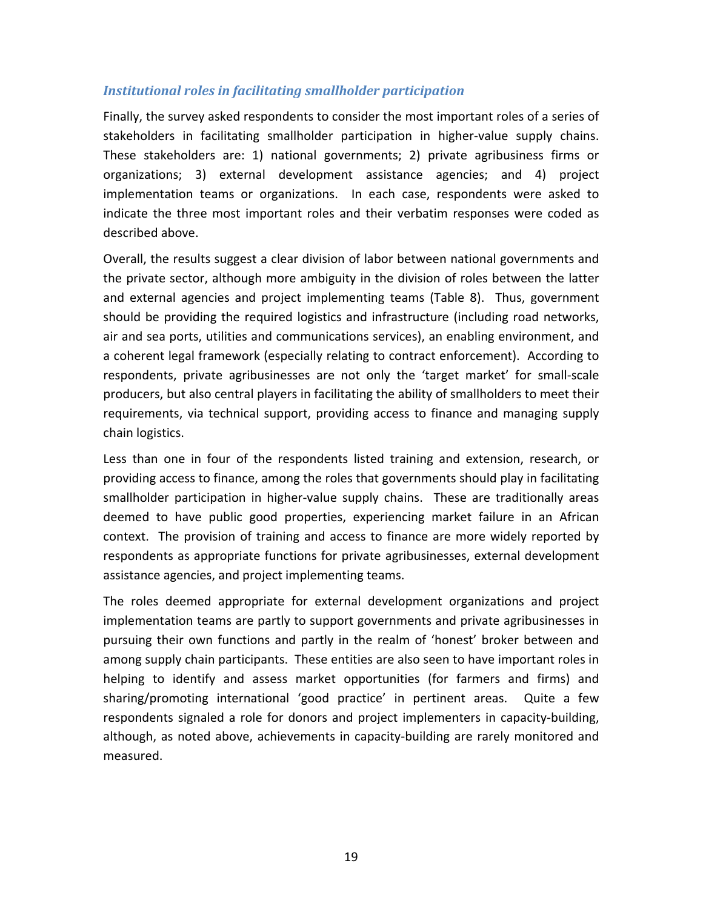### *Institutional roles in facilitating smallholder participation*

Finally, the survey asked respondents to consider the most important roles of a series of stakeholders in facilitating smallholder participation in higher-value supply chains. These stakeholders are: 1) national governments; 2) private agribusiness firms or organizations; 3) external development assistance agencies; and 4) project implementation teams or organizations. In each case, respondents were asked to indicate the three most important roles and their verbatim responses were coded as described above.

Overall, the results suggest a clear division of labor between national governments and the private sector, although more ambiguity in the division of roles between the latter and external agencies and project implementing teams (Table 8). Thus, government should be providing the required logistics and infrastructure (including road networks, air and sea ports, utilities and communications services), an enabling environment, and a coherent legal framework (especially relating to contract enforcement). According to respondents, private agribusinesses are not only the 'target market' for small-scale producers, but also central players in facilitating the ability of smallholders to meet their requirements, via technical support, providing access to finance and managing supply chain logistics.

Less than one in four of the respondents listed training and extension, research, or providing access to finance, among the roles that governments should play in facilitating smallholder participation in higher-value supply chains. These are traditionally areas deemed to have public good properties, experiencing market failure in an African context. The provision of training and access to finance are more widely reported by respondents as appropriate functions for private agribusinesses, external development assistance agencies, and project implementing teams.

The roles deemed appropriate for external development organizations and project implementation teams are partly to support governments and private agribusinesses in pursuing their own functions and partly in the realm of 'honest' broker between and among supply chain participants. These entities are also seen to have important roles in helping to identify and assess market opportunities (for farmers and firms) and sharing/promoting international 'good practice' in pertinent areas. Quite a few respondents signaled a role for donors and project implementers in capacity-building, although, as noted above, achievements in capacity-building are rarely monitored and measured.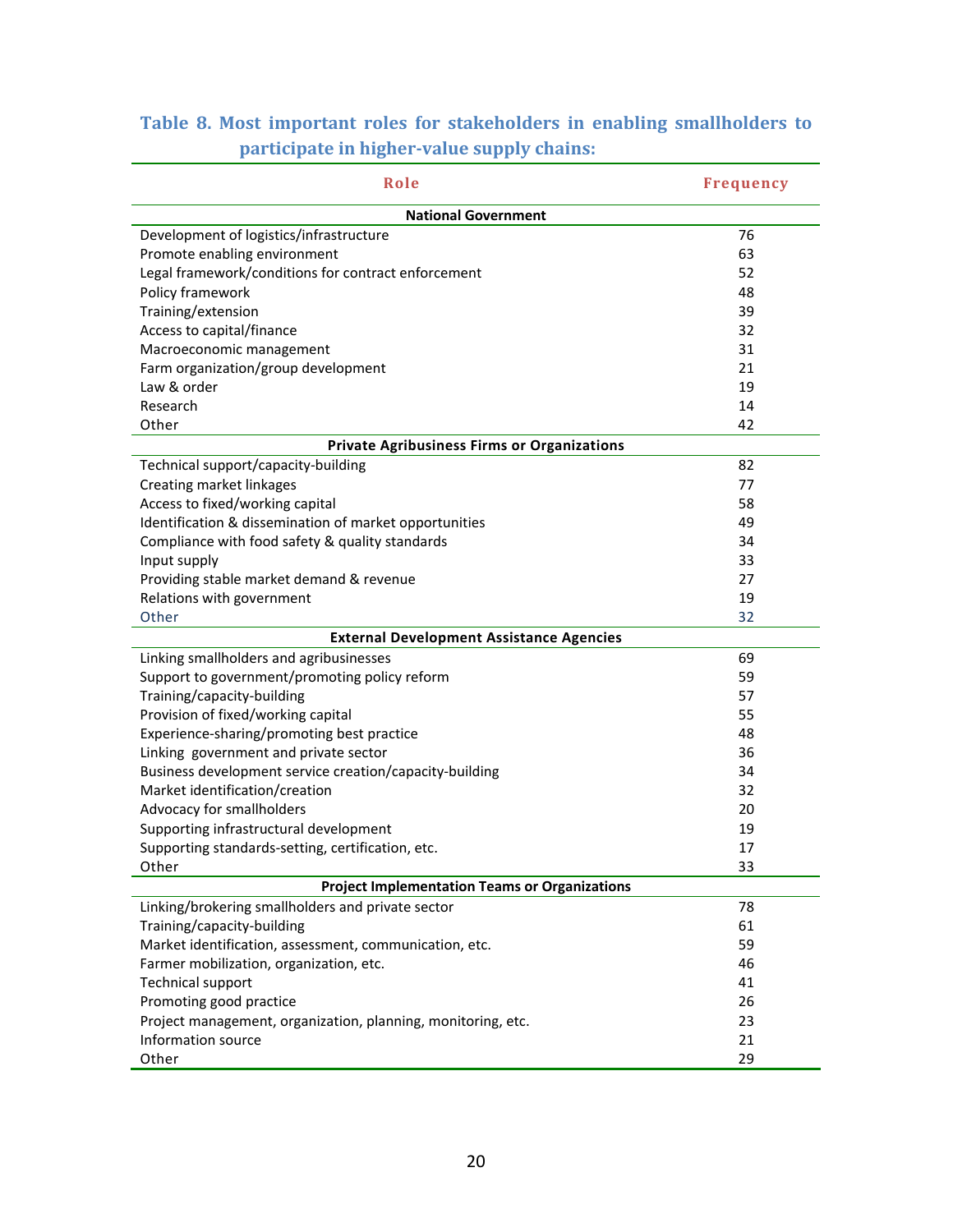**Table 8. Most important roles for stakeholders in enabling smallholders to participate in higher-value supply chains:**

| Role | Frequency |
|---|---|
| **National Government** | |
| Development of logistics/infrastructure | 76 |
| Promote enabling environment | 63 |
| Legal framework/conditions for contract enforcement | 52 |
| Policy framework | 48 |
| Training/extension | 39 |
| Access to capital/finance | 32 |
| Macroeconomic management | 31 |
| Farm organization/group development | 21 |
| Law & order | 19 |
| Research | 14 |
| Other | 42 |
| **Private Agribusiness Firms or Organizations** | |
| Technical support/capacity-building | 82 |
| Creating market linkages | 77 |
| Access to fixed/working capital | 58 |
| Identification & dissemination of market opportunities | 49 |
| Compliance with food safety & quality standards | 34 |
| Input supply | 33 |
| Providing stable market demand & revenue | 27 |
| Relations with government | 19 |
| Other | 32 |
| **External Development Assistance Agencies** | |
| Linking smallholders and agribusinesses | 69 |
| Support to government/promoting policy reform | 59 |
| Training/capacity-building | 57 |
| Provision of fixed/working capital | 55 |
| Experience-sharing/promoting best practice | 48 |
| Linking government and private sector | 36 |
| Business development service creation/capacity-building | 34 |
| Market identification/creation | 32 |
| Advocacy for smallholders | 20 |
| Supporting infrastructural development | 19 |
| Supporting standards-setting, certification, etc. | 17 |
| Other | 33 |
| **Project Implementation Teams or Organizations** | |
| Linking/brokering smallholders and private sector | 78 |
| Training/capacity-building | 61 |
| Market identification, assessment, communication, etc. | 59 |
| Farmer mobilization, organization, etc. | 46 |
| Technical support | 41 |
| Promoting good practice | 26 |
| Project management, organization, planning, monitoring, etc. | 23 |
| Information source | 21 |
| Other | 29 |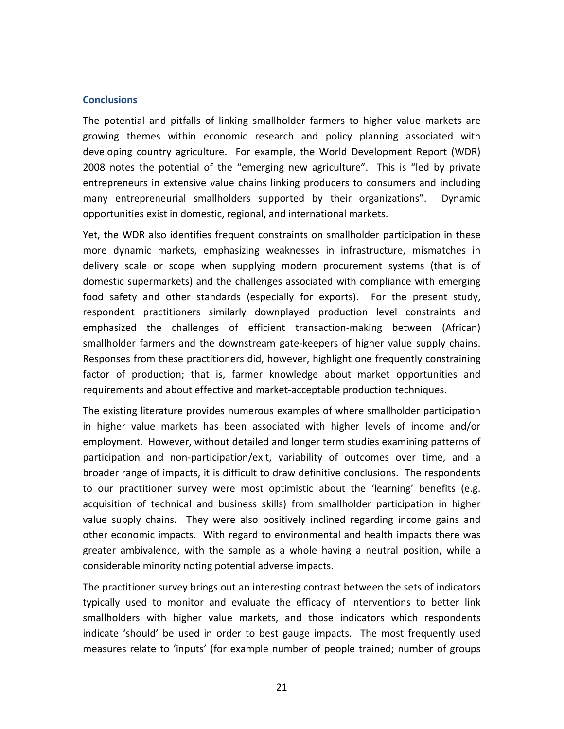## Conclusions

The potential and pitfalls of linking smallholder farmers to higher value markets are growing themes within economic research and policy planning associated with developing country agriculture. For example, the World Development Report (WDR) 2008 notes the potential of the "emerging new agriculture". This is "led by private entrepreneurs in extensive value chains linking producers to consumers and including many entrepreneurial smallholders supported by their organizations". Dynamic opportunities exist in domestic, regional, and international markets.

Yet, the WDR also identifies frequent constraints on smallholder participation in these more dynamic markets, emphasizing weaknesses in infrastructure, mismatches in delivery scale or scope when supplying modern procurement systems (that is of domestic supermarkets) and the challenges associated with compliance with emerging food safety and other standards (especially for exports). For the present study, respondent practitioners similarly downplayed production level constraints and emphasized the challenges of efficient transaction-making between (African) smallholder farmers and the downstream gate-keepers of higher value supply chains. Responses from these practitioners did, however, highlight one frequently constraining factor of production; that is, farmer knowledge about market opportunities and requirements and about effective and market-acceptable production techniques.

The existing literature provides numerous examples of where smallholder participation in higher value markets has been associated with higher levels of income and/or employment. However, without detailed and longer term studies examining patterns of participation and non-participation/exit, variability of outcomes over time, and a broader range of impacts, it is difficult to draw definitive conclusions. The respondents to our practitioner survey were most optimistic about the 'learning' benefits (e.g. acquisition of technical and business skills) from smallholder participation in higher value supply chains. They were also positively inclined regarding income gains and other economic impacts. With regard to environmental and health impacts there was greater ambivalence, with the sample as a whole having a neutral position, while a considerable minority noting potential adverse impacts.

The practitioner survey brings out an interesting contrast between the sets of indicators typically used to monitor and evaluate the efficacy of interventions to better link smallholders with higher value markets, and those indicators which respondents indicate 'should' be used in order to best gauge impacts. The most frequently used measures relate to 'inputs' (for example number of people trained; number of groups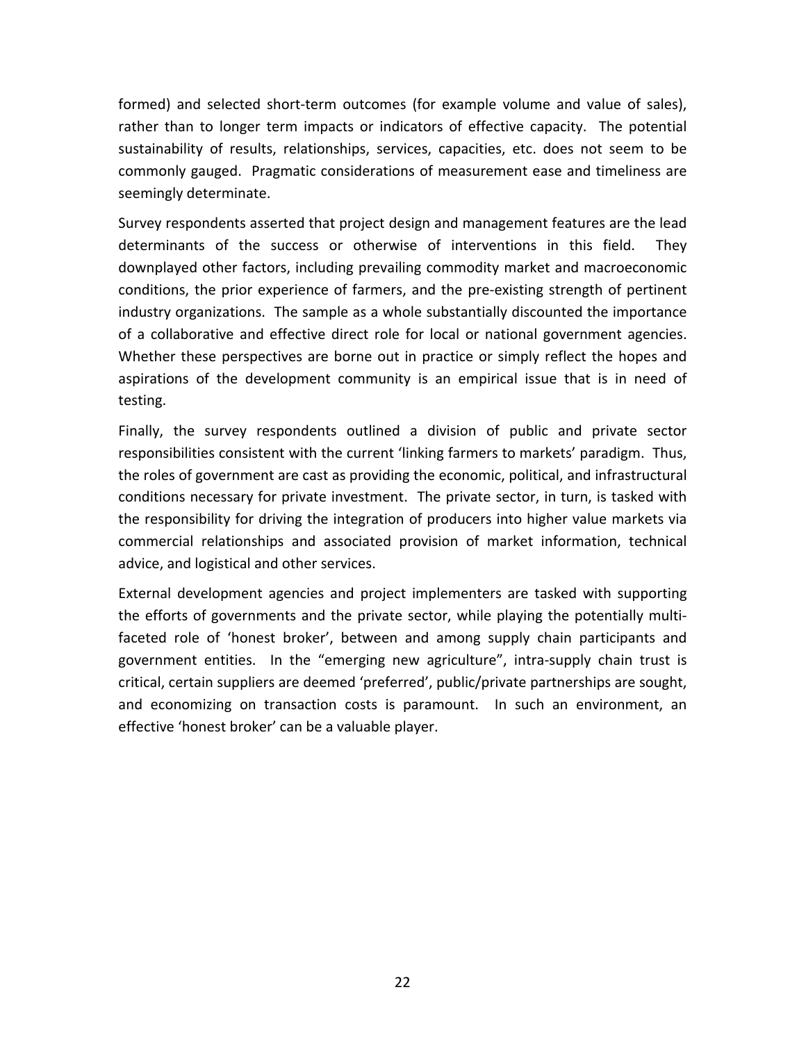formed) and selected short-term outcomes (for example volume and value of sales), rather than to longer term impacts or indicators of effective capacity. The potential sustainability of results, relationships, services, capacities, etc. does not seem to be commonly gauged. Pragmatic considerations of measurement ease and timeliness are seemingly determinate.

Survey respondents asserted that project design and management features are the lead determinants of the success or otherwise of interventions in this field. They downplayed other factors, including prevailing commodity market and macroeconomic conditions, the prior experience of farmers, and the pre-existing strength of pertinent industry organizations. The sample as a whole substantially discounted the importance of a collaborative and effective direct role for local or national government agencies. Whether these perspectives are borne out in practice or simply reflect the hopes and aspirations of the development community is an empirical issue that is in need of testing.

Finally, the survey respondents outlined a division of public and private sector responsibilities consistent with the current 'linking farmers to markets' paradigm. Thus, the roles of government are cast as providing the economic, political, and infrastructural conditions necessary for private investment. The private sector, in turn, is tasked with the responsibility for driving the integration of producers into higher value markets via commercial relationships and associated provision of market information, technical advice, and logistical and other services.

External development agencies and project implementers are tasked with supporting the efforts of governments and the private sector, while playing the potentially multi-faceted role of 'honest broker', between and among supply chain participants and government entities. In the "emerging new agriculture", intra-supply chain trust is critical, certain suppliers are deemed 'preferred', public/private partnerships are sought, and economizing on transaction costs is paramount. In such an environment, an effective 'honest broker' can be a valuable player.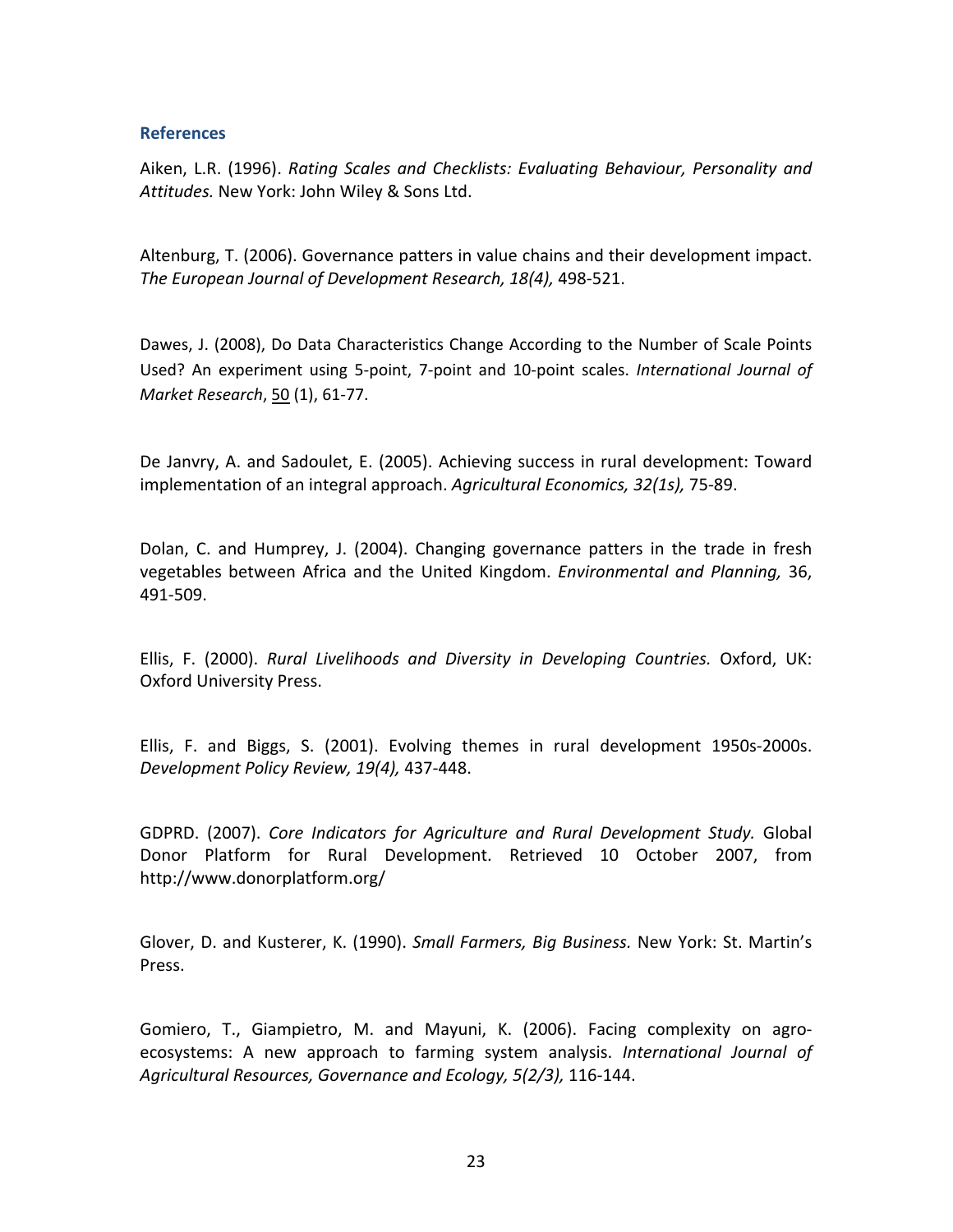### References

Aiken, L.R. (1996). *Rating Scales and Checklists: Evaluating Behaviour, Personality and Attitudes.* New York: John Wiley & Sons Ltd.

Altenburg, T. (2006). Governance patters in value chains and their development impact. *The European Journal of Development Research, 18(4),* 498-521.

Dawes, J. (2008), Do Data Characteristics Change According to the Number of Scale Points Used? An experiment using 5-point, 7-point and 10-point scales. *International Journal of Market Research*, <u>50</u> (1), 61-77.

De Janvry, A. and Sadoulet, E. (2005). Achieving success in rural development: Toward implementation of an integral approach. *Agricultural Economics, 32(1s),* 75-89.

Dolan, C. and Humprey, J. (2004). Changing governance patters in the trade in fresh vegetables between Africa and the United Kingdom. *Environmental and Planning,* 36, 491-509.

Ellis, F. (2000). *Rural Livelihoods and Diversity in Developing Countries.* Oxford, UK: Oxford University Press.

Ellis, F. and Biggs, S. (2001). Evolving themes in rural development 1950s-2000s. *Development Policy Review, 19(4),* 437-448.

GDPRD. (2007). *Core Indicators for Agriculture and Rural Development Study.* Global Donor Platform for Rural Development. Retrieved 10 October 2007, from http://www.donorplatform.org/

Glover, D. and Kusterer, K. (1990). *Small Farmers, Big Business.* New York: St. Martin's Press.

Gomiero, T., Giampietro, M. and Mayuni, K. (2006). Facing complexity on agro-ecosystems: A new approach to farming system analysis. *International Journal of Agricultural Resources, Governance and Ecology, 5(2/3),* 116-144.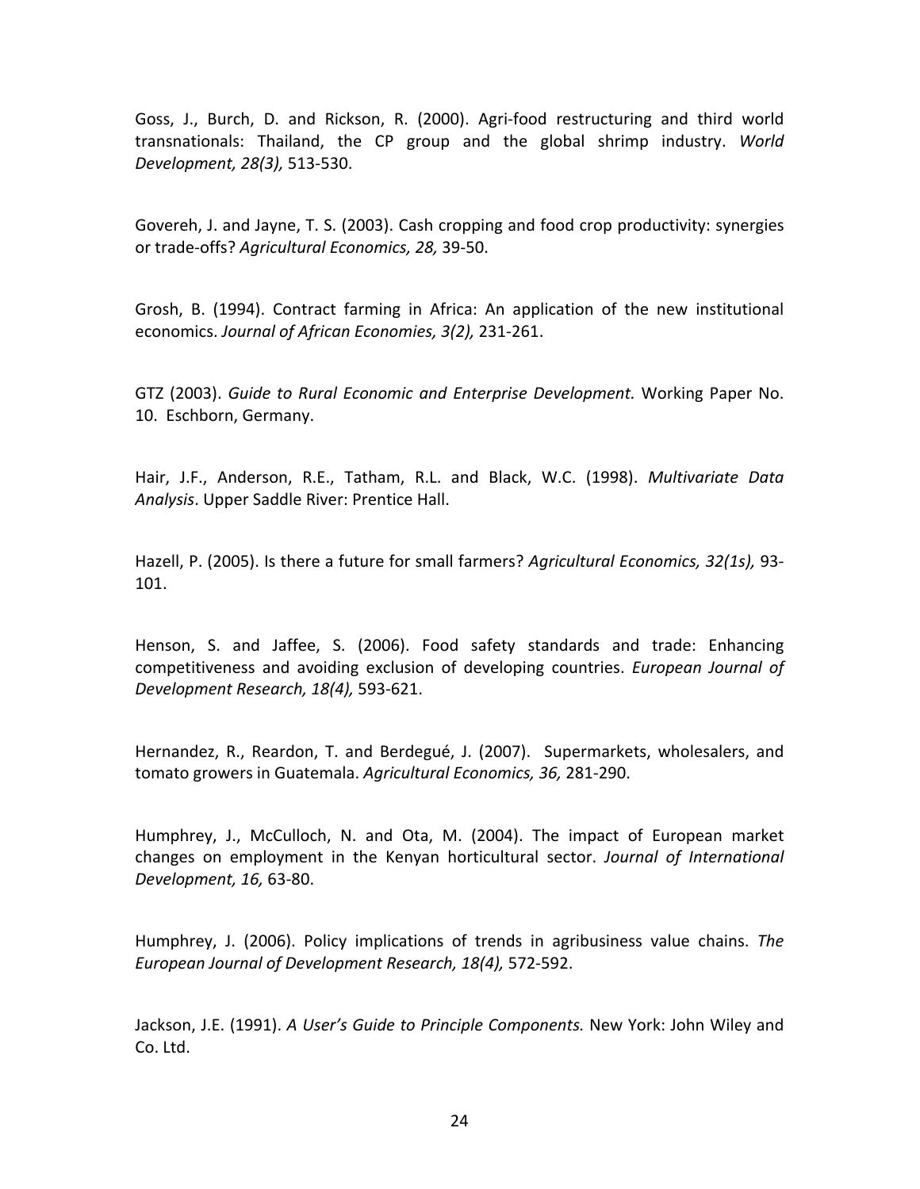Goss, J., Burch, D. and Rickson, R. (2000). Agri-food restructuring and third world transnationals: Thailand, the CP group and the global shrimp industry. *World Development, 28(3),* 513-530.

Govereh, J. and Jayne, T. S. (2003). Cash cropping and food crop productivity: synergies or trade-offs? *Agricultural Economics, 28,* 39-50.

Grosh, B. (1994). Contract farming in Africa: An application of the new institutional economics. *Journal of African Economies, 3(2),* 231-261.

GTZ (2003). *Guide to Rural Economic and Enterprise Development.* Working Paper No. 10. Eschborn, Germany.

Hair, J.F., Anderson, R.E., Tatham, R.L. and Black, W.C. (1998). *Multivariate Data Analysis*. Upper Saddle River: Prentice Hall.

Hazell, P. (2005). Is there a future for small farmers? *Agricultural Economics, 32(1s),* 93-101.

Henson, S. and Jaffee, S. (2006). Food safety standards and trade: Enhancing competitiveness and avoiding exclusion of developing countries. *European Journal of Development Research, 18(4),* 593-621.

Hernandez, R., Reardon, T. and Berdegué, J. (2007). Supermarkets, wholesalers, and tomato growers in Guatemala. *Agricultural Economics, 36,* 281-290.

Humphrey, J., McCulloch, N. and Ota, M. (2004). The impact of European market changes on employment in the Kenyan horticultural sector. *Journal of International Development, 16,* 63-80.

Humphrey, J. (2006). Policy implications of trends in agribusiness value chains. *The European Journal of Development Research, 18(4),* 572-592.

Jackson, J.E. (1991). *A User's Guide to Principle Components.* New York: John Wiley and Co. Ltd.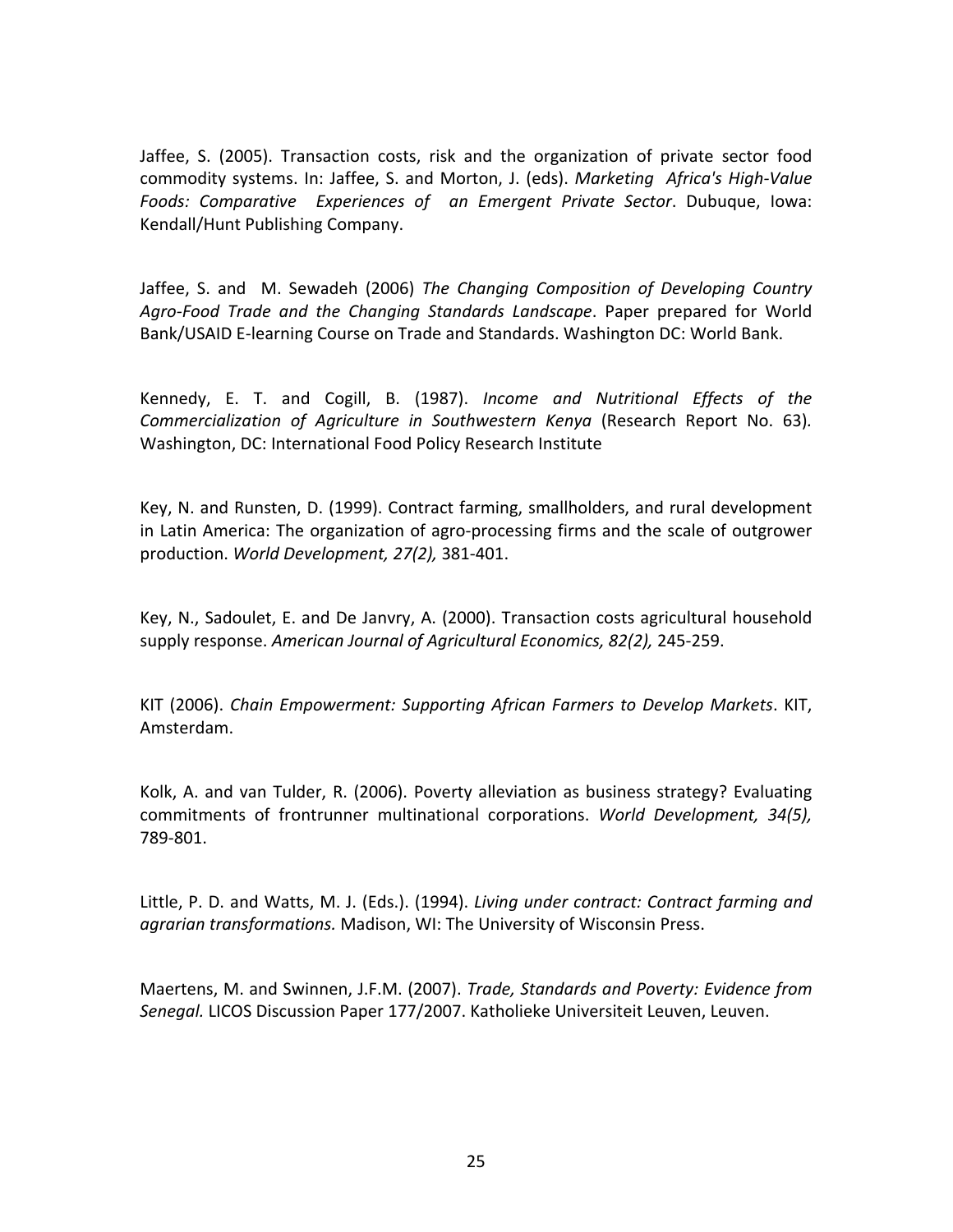Jaffee, S. (2005). Transaction costs, risk and the organization of private sector food commodity systems. In: Jaffee, S. and Morton, J. (eds). *Marketing Africa's High-Value Foods: Comparative Experiences of an Emergent Private Sector*. Dubuque, Iowa: Kendall/Hunt Publishing Company.

Jaffee, S. and M. Sewadeh (2006) *The Changing Composition of Developing Country Agro-Food Trade and the Changing Standards Landscape*. Paper prepared for World Bank/USAID E-learning Course on Trade and Standards. Washington DC: World Bank.

Kennedy, E. T. and Cogill, B. (1987). *Income and Nutritional Effects of the Commercialization of Agriculture in Southwestern Kenya* (Research Report No. 63). Washington, DC: International Food Policy Research Institute

Key, N. and Runsten, D. (1999). Contract farming, smallholders, and rural development in Latin America: The organization of agro-processing firms and the scale of outgrower production. *World Development, 27(2),* 381-401.

Key, N., Sadoulet, E. and De Janvry, A. (2000). Transaction costs agricultural household supply response. *American Journal of Agricultural Economics, 82(2),* 245-259.

KIT (2006). *Chain Empowerment: Supporting African Farmers to Develop Markets*. KIT, Amsterdam.

Kolk, A. and van Tulder, R. (2006). Poverty alleviation as business strategy? Evaluating commitments of frontrunner multinational corporations. *World Development, 34(5),* 789-801.

Little, P. D. and Watts, M. J. (Eds.). (1994). *Living under contract: Contract farming and agrarian transformations.* Madison, WI: The University of Wisconsin Press.

Maertens, M. and Swinnen, J.F.M. (2007). *Trade, Standards and Poverty: Evidence from Senegal.* LICOS Discussion Paper 177/2007. Katholieke Universiteit Leuven, Leuven.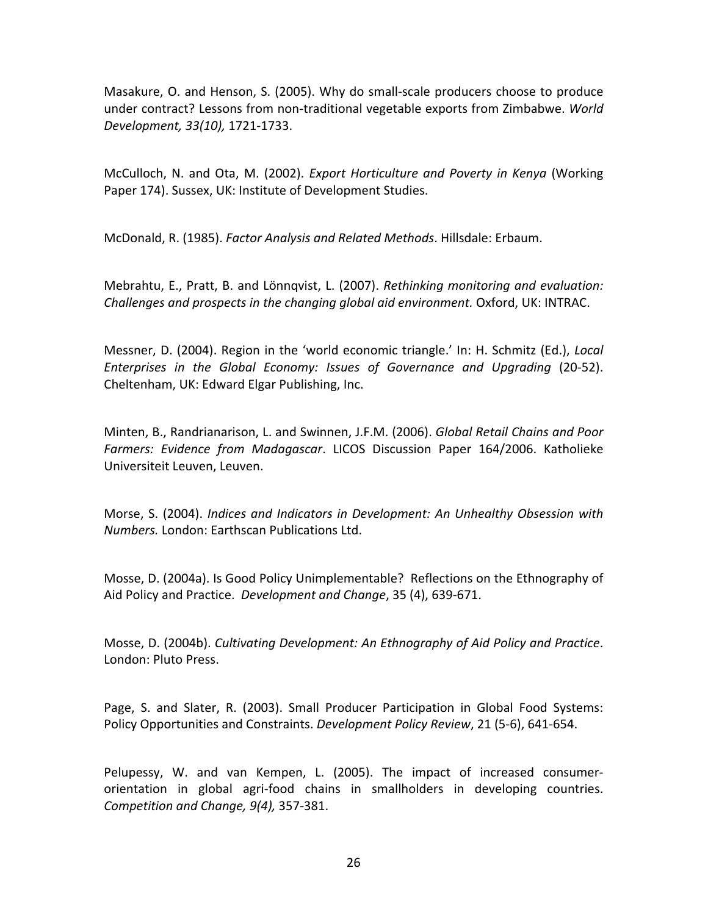Masakure, O. and Henson, S. (2005). Why do small-scale producers choose to produce under contract? Lessons from non-traditional vegetable exports from Zimbabwe. *World Development, 33(10),* 1721-1733.

McCulloch, N. and Ota, M. (2002). *Export Horticulture and Poverty in Kenya* (Working Paper 174). Sussex, UK: Institute of Development Studies.

McDonald, R. (1985). *Factor Analysis and Related Methods*. Hillsdale: Erbaum.

Mebrahtu, E., Pratt, B. and Lönnqvist, L. (2007). *Rethinking monitoring and evaluation: Challenges and prospects in the changing global aid environment.* Oxford, UK: INTRAC.

Messner, D. (2004). Region in the 'world economic triangle.' In: H. Schmitz (Ed.), *Local Enterprises in the Global Economy: Issues of Governance and Upgrading* (20-52). Cheltenham, UK: Edward Elgar Publishing, Inc.

Minten, B., Randrianarison, L. and Swinnen, J.F.M. (2006). *Global Retail Chains and Poor Farmers: Evidence from Madagascar*. LICOS Discussion Paper 164/2006. Katholieke Universiteit Leuven, Leuven.

Morse, S. (2004). *Indices and Indicators in Development: An Unhealthy Obsession with Numbers.* London: Earthscan Publications Ltd.

Mosse, D. (2004a). Is Good Policy Unimplementable? Reflections on the Ethnography of Aid Policy and Practice. *Development and Change*, 35 (4), 639-671.

Mosse, D. (2004b). *Cultivating Development: An Ethnography of Aid Policy and Practice*. London: Pluto Press.

Page, S. and Slater, R. (2003). Small Producer Participation in Global Food Systems: Policy Opportunities and Constraints. *Development Policy Review*, 21 (5-6), 641-654.

Pelupessy, W. and van Kempen, L. (2005). The impact of increased consumer-orientation in global agri-food chains in smallholders in developing countries. *Competition and Change, 9(4),* 357-381.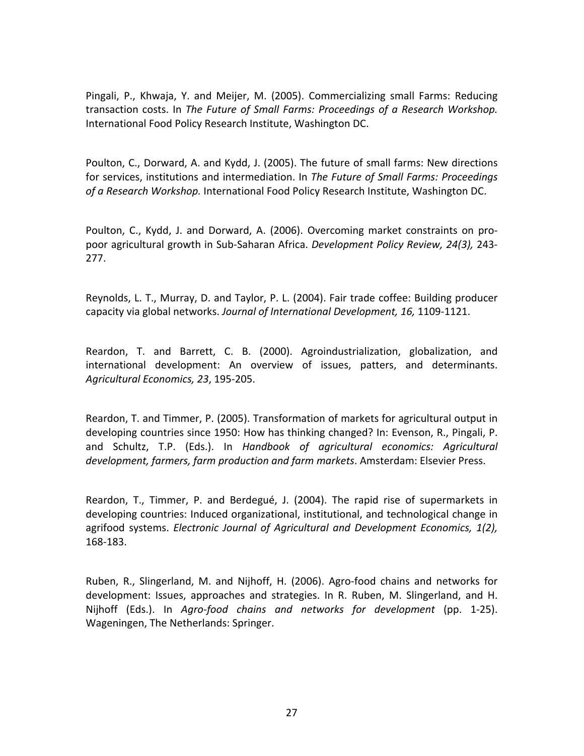Pingali, P., Khwaja, Y. and Meijer, M. (2005). Commercializing small Farms: Reducing transaction costs. In *The Future of Small Farms: Proceedings of a Research Workshop.* International Food Policy Research Institute, Washington DC.

Poulton, C., Dorward, A. and Kydd, J. (2005). The future of small farms: New directions for services, institutions and intermediation. In *The Future of Small Farms: Proceedings of a Research Workshop.* International Food Policy Research Institute, Washington DC.

Poulton, C., Kydd, J. and Dorward, A. (2006). Overcoming market constraints on pro-poor agricultural growth in Sub-Saharan Africa. *Development Policy Review, 24(3),* 243-277.

Reynolds, L. T., Murray, D. and Taylor, P. L. (2004). Fair trade coffee: Building producer capacity via global networks. *Journal of International Development, 16,* 1109-1121.

Reardon, T. and Barrett, C. B. (2000). Agroindustrialization, globalization, and international development: An overview of issues, patters, and determinants. *Agricultural Economics, 23*, 195-205.

Reardon, T. and Timmer, P. (2005). Transformation of markets for agricultural output in developing countries since 1950: How has thinking changed? In: Evenson, R., Pingali, P. and Schultz, T.P. (Eds.). In *Handbook of agricultural economics: Agricultural development, farmers, farm production and farm markets*. Amsterdam: Elsevier Press.

Reardon, T., Timmer, P. and Berdegué, J. (2004). The rapid rise of supermarkets in developing countries: Induced organizational, institutional, and technological change in agrifood systems. *Electronic Journal of Agricultural and Development Economics, 1(2),* 168-183.

Ruben, R., Slingerland, M. and Nijhoff, H. (2006). Agro-food chains and networks for development: Issues, approaches and strategies. In R. Ruben, M. Slingerland, and H. Nijhoff (Eds.). In *Agro-food chains and networks for development* (pp. 1-25). Wageningen, The Netherlands: Springer.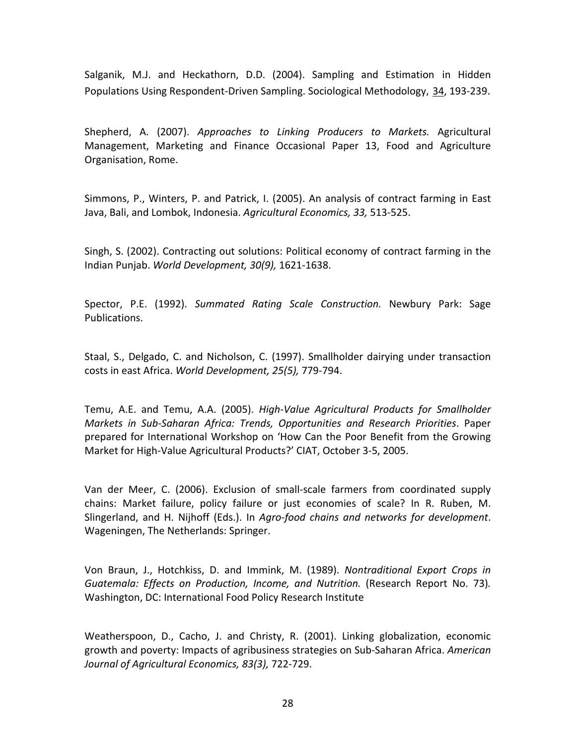Salganik, M.J. and Heckathorn, D.D. (2004). Sampling and Estimation in Hidden Populations Using Respondent-Driven Sampling. Sociological Methodology, 34, 193-239.

Shepherd, A. (2007). *Approaches to Linking Producers to Markets.* Agricultural Management, Marketing and Finance Occasional Paper 13, Food and Agriculture Organisation, Rome.

Simmons, P., Winters, P. and Patrick, I. (2005). An analysis of contract farming in East Java, Bali, and Lombok, Indonesia. *Agricultural Economics, 33,* 513-525.

Singh, S. (2002). Contracting out solutions: Political economy of contract farming in the Indian Punjab. *World Development, 30(9),* 1621-1638.

Spector, P.E. (1992). *Summated Rating Scale Construction.* Newbury Park: Sage Publications.

Staal, S., Delgado, C. and Nicholson, C. (1997). Smallholder dairying under transaction costs in east Africa. *World Development, 25(5),* 779-794.

Temu, A.E. and Temu, A.A. (2005). *High-Value Agricultural Products for Smallholder Markets in Sub-Saharan Africa: Trends, Opportunities and Research Priorities*. Paper prepared for International Workshop on 'How Can the Poor Benefit from the Growing Market for High-Value Agricultural Products?' CIAT, October 3-5, 2005.

Van der Meer, C. (2006). Exclusion of small-scale farmers from coordinated supply chains: Market failure, policy failure or just economies of scale? In R. Ruben, M. Slingerland, and H. Nijhoff (Eds.). In *Agro-food chains and networks for development*. Wageningen, The Netherlands: Springer.

Von Braun, J., Hotchkiss, D. and Immink, M. (1989). *Nontraditional Export Crops in Guatemala: Effects on Production, Income, and Nutrition.* (Research Report No. 73)*.* Washington, DC: International Food Policy Research Institute

Weatherspoon, D., Cacho, J. and Christy, R. (2001). Linking globalization, economic growth and poverty: Impacts of agribusiness strategies on Sub-Saharan Africa. *American Journal of Agricultural Economics, 83(3),* 722-729.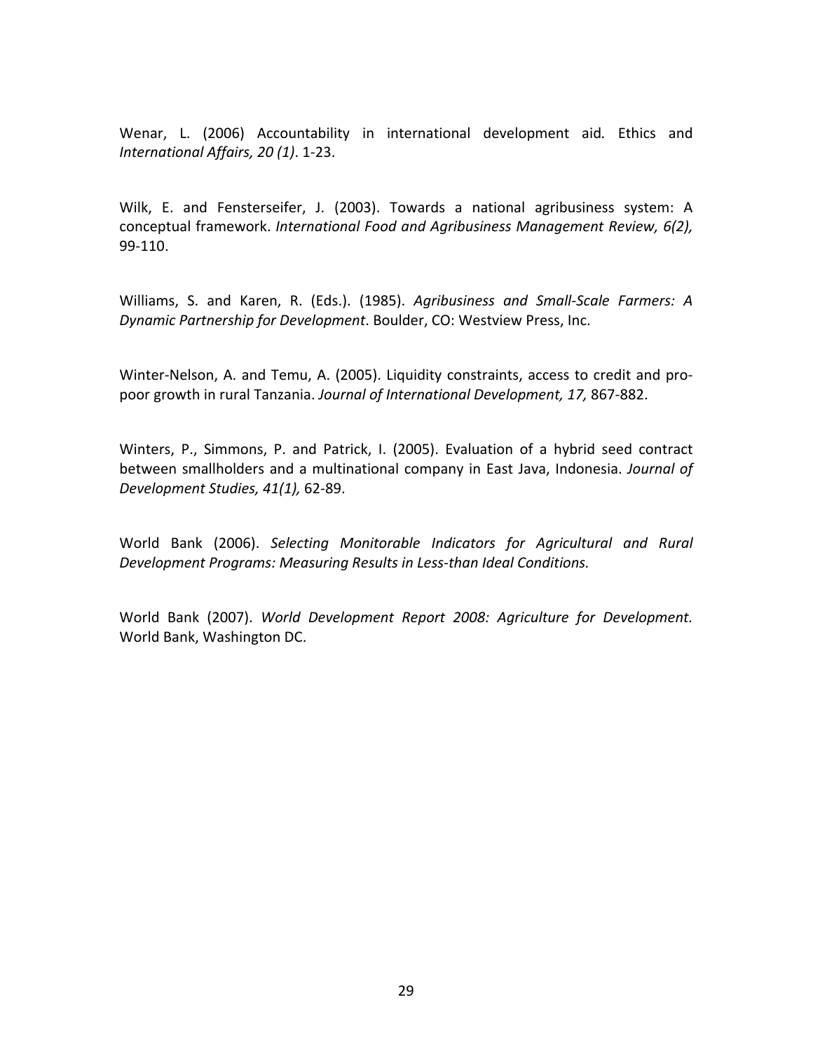Wenar, L. (2006) Accountability in international development aid. Ethics and *International Affairs, 20 (1)*. 1-23.

Wilk, E. and Fensterseifer, J. (2003). Towards a national agribusiness system: A conceptual framework. *International Food and Agribusiness Management Review, 6(2),* 99-110.

Williams, S. and Karen, R. (Eds.). (1985). *Agribusiness and Small-Scale Farmers: A Dynamic Partnership for Development*. Boulder, CO: Westview Press, Inc.

Winter-Nelson, A. and Temu, A. (2005). Liquidity constraints, access to credit and pro-poor growth in rural Tanzania. *Journal of International Development, 17,* 867-882.

Winters, P., Simmons, P. and Patrick, I. (2005). Evaluation of a hybrid seed contract between smallholders and a multinational company in East Java, Indonesia. *Journal of Development Studies, 41(1),* 62-89.

World Bank (2006). *Selecting Monitorable Indicators for Agricultural and Rural Development Programs: Measuring Results in Less-than Ideal Conditions.*

World Bank (2007). *World Development Report 2008: Agriculture for Development.* World Bank, Washington DC.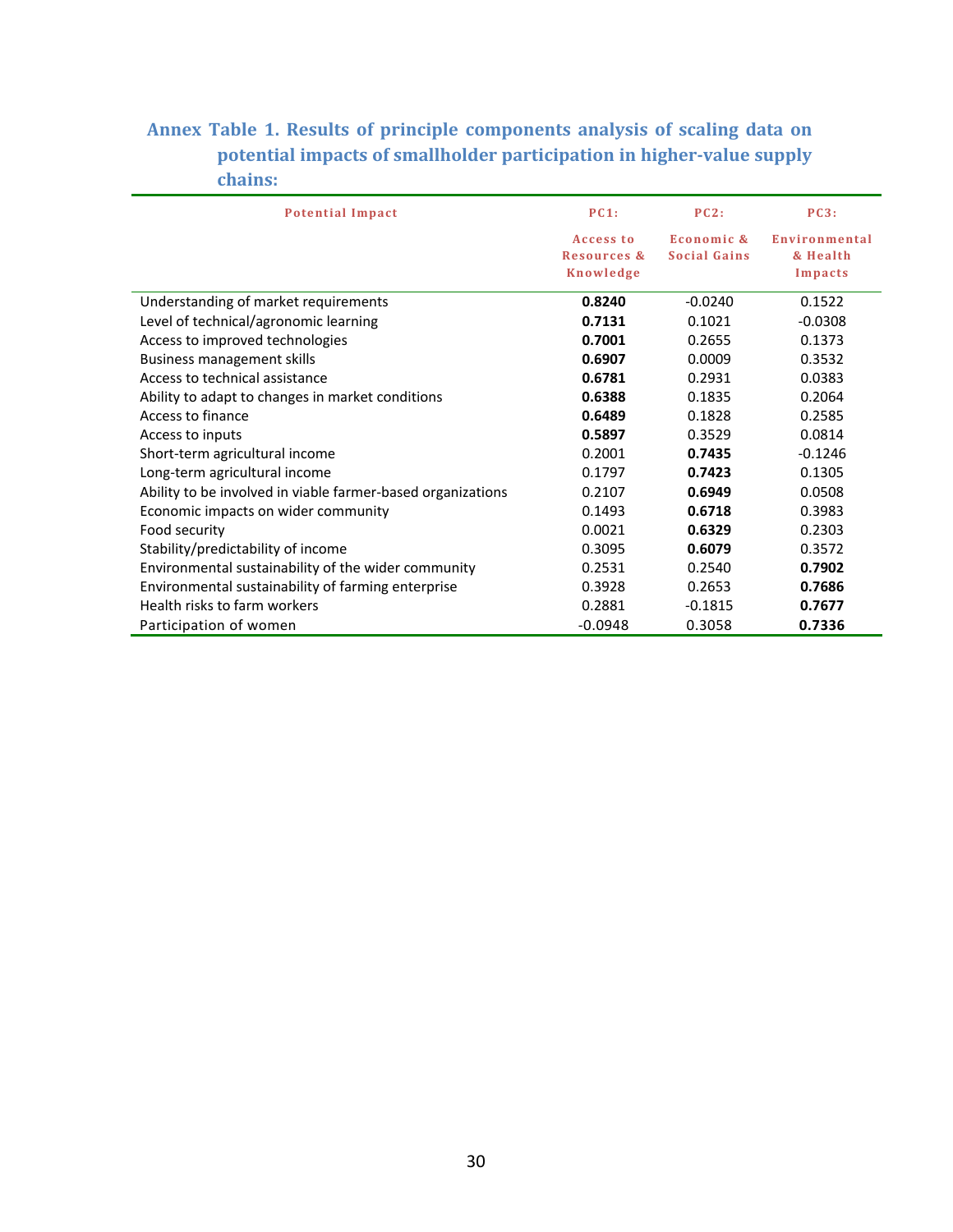### Annex Table 1. Results of principle components analysis of scaling data on potential impacts of smallholder participation in higher-value supply chains:

| Potential Impact | PC1: Access to Resources & Knowledge | PC2: Economic & Social Gains | PC3: Environmental & Health Impacts |
|---|---|---|---|
| Understanding of market requirements | **0.8240** | -0.0240 | 0.1522 |
| Level of technical/agronomic learning | **0.7131** | 0.1021 | -0.0308 |
| Access to improved technologies | **0.7001** | 0.2655 | 0.1373 |
| Business management skills | **0.6907** | 0.0009 | 0.3532 |
| Access to technical assistance | **0.6781** | 0.2931 | 0.0383 |
| Ability to adapt to changes in market conditions | **0.6388** | 0.1835 | 0.2064 |
| Access to finance | **0.6489** | 0.1828 | 0.2585 |
| Access to inputs | **0.5897** | 0.3529 | 0.0814 |
| Short-term agricultural income | 0.2001 | **0.7435** | -0.1246 |
| Long-term agricultural income | 0.1797 | **0.7423** | 0.1305 |
| Ability to be involved in viable farmer-based organizations | 0.2107 | **0.6949** | 0.0508 |
| Economic impacts on wider community | 0.1493 | **0.6718** | 0.3983 |
| Food security | 0.0021 | **0.6329** | 0.2303 |
| Stability/predictability of income | 0.3095 | **0.6079** | 0.3572 |
| Environmental sustainability of the wider community | 0.2531 | 0.2540 | **0.7902** |
| Environmental sustainability of farming enterprise | 0.3928 | 0.2653 | **0.7686** |
| Health risks to farm workers | 0.2881 | -0.1815 | **0.7677** |
| Participation of women | -0.0948 | 0.3058 | **0.7336** |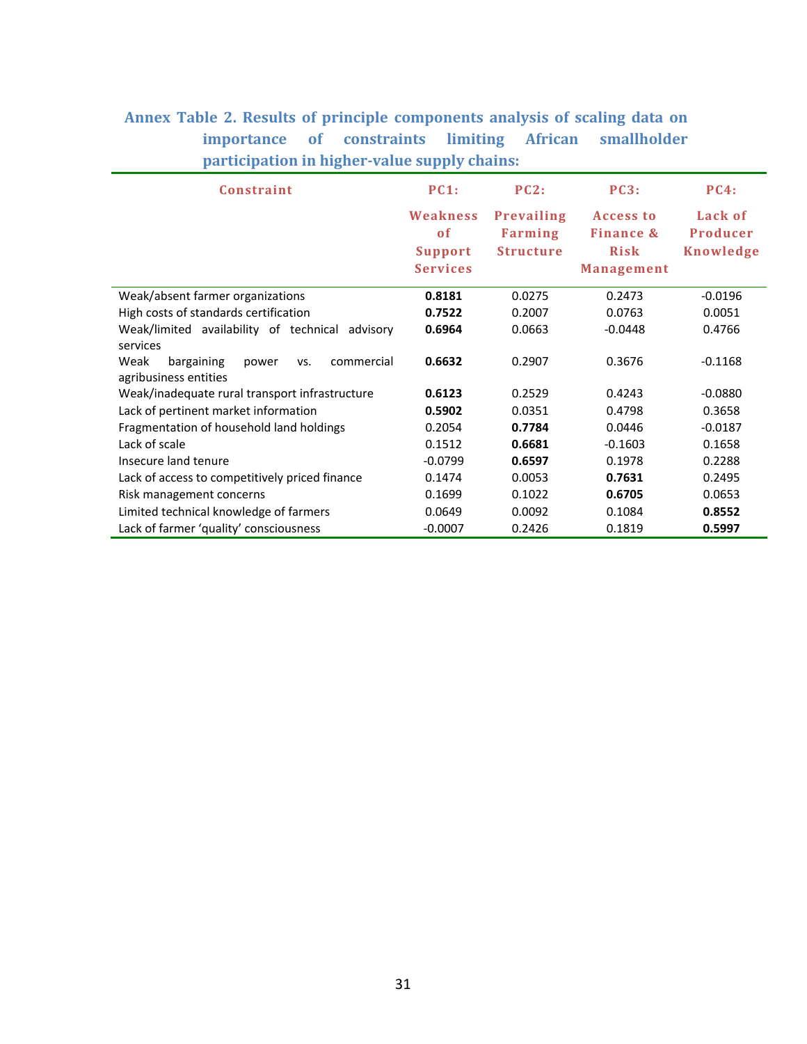**Annex Table 2. Results of principle components analysis of scaling data on importance of constraints limiting African smallholder participation in higher-value supply chains:**

| Constraint | PC1: Weakness of Support Services | PC2: Prevailing Farming Structure | PC3: Access to Finance & Risk Management | PC4: Lack of Producer Knowledge |
|---|---|---|---|---|
| Weak/absent farmer organizations | **0.8181** | 0.0275 | 0.2473 | -0.0196 |
| High costs of standards certification | **0.7522** | 0.2007 | 0.0763 | 0.0051 |
| Weak/limited availability of technical advisory services | **0.6964** | 0.0663 | -0.0448 | 0.4766 |
| Weak bargaining power vs. commercial agribusiness entities | **0.6632** | 0.2907 | 0.3676 | -0.1168 |
| Weak/inadequate rural transport infrastructure | **0.6123** | 0.2529 | 0.4243 | -0.0880 |
| Lack of pertinent market information | **0.5902** | 0.0351 | 0.4798 | 0.3658 |
| Fragmentation of household land holdings | 0.2054 | **0.7784** | 0.0446 | -0.0187 |
| Lack of scale | 0.1512 | **0.6681** | -0.1603 | 0.1658 |
| Insecure land tenure | -0.0799 | **0.6597** | 0.1978 | 0.2288 |
| Lack of access to competitively priced finance | 0.1474 | 0.0053 | **0.7631** | 0.2495 |
| Risk management concerns | 0.1699 | 0.1022 | **0.6705** | 0.0653 |
| Limited technical knowledge of farmers | 0.0649 | 0.0092 | 0.1084 | **0.8552** |
| Lack of farmer 'quality' consciousness | -0.0007 | 0.2426 | 0.1819 | **0.5997** |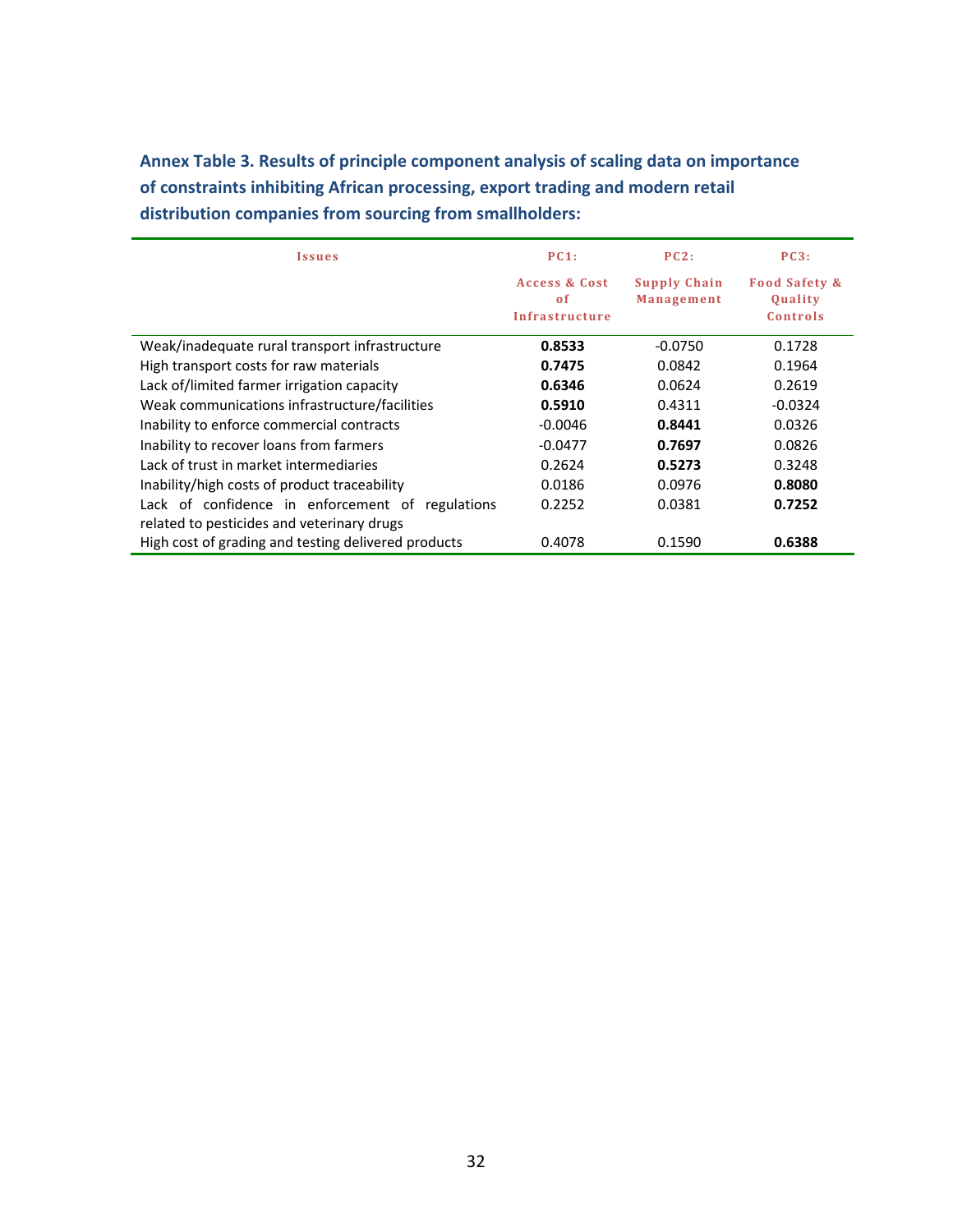**Annex Table 3. Results of principle component analysis of scaling data on importance of constraints inhibiting African processing, export trading and modern retail distribution companies from sourcing from smallholders:**

| Issues | PC1: Access & Cost of Infrastructure | PC2: Supply Chain Management | PC3: Food Safety & Quality Controls |
|---|---|---|---|
| Weak/inadequate rural transport infrastructure | **0.8533** | -0.0750 | 0.1728 |
| High transport costs for raw materials | **0.7475** | 0.0842 | 0.1964 |
| Lack of/limited farmer irrigation capacity | **0.6346** | 0.0624 | 0.2619 |
| Weak communications infrastructure/facilities | **0.5910** | 0.4311 | -0.0324 |
| Inability to enforce commercial contracts | -0.0046 | **0.8441** | 0.0326 |
| Inability to recover loans from farmers | -0.0477 | **0.7697** | 0.0826 |
| Lack of trust in market intermediaries | 0.2624 | **0.5273** | 0.3248 |
| Inability/high costs of product traceability | 0.0186 | 0.0976 | **0.8080** |
| Lack of confidence in enforcement of regulations related to pesticides and veterinary drugs | 0.2252 | 0.0381 | **0.7252** |
| High cost of grading and testing delivered products | 0.4078 | 0.1590 | **0.6388** |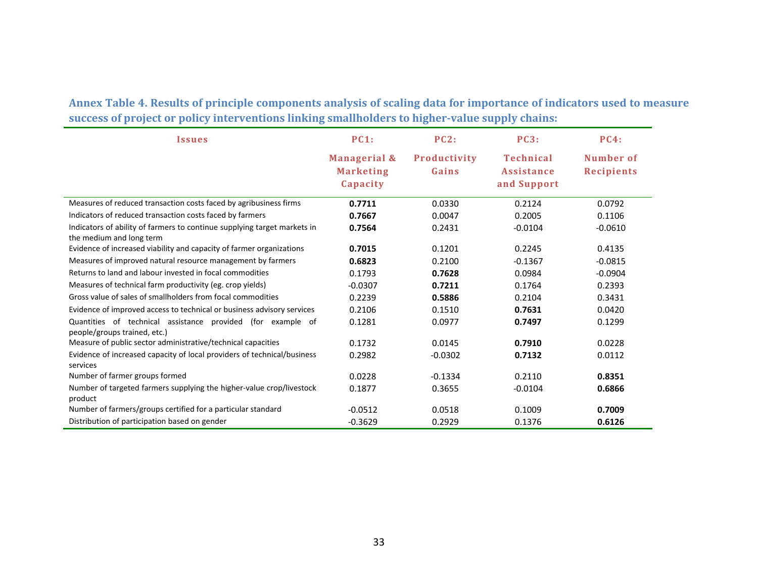**Annex Table 4. Results of principle components analysis of scaling data for importance of indicators used to measure success of project or policy interventions linking smallholders to higher-value supply chains:**

| Issues | PC1: Managerial & Marketing Capacity | PC2: Productivity Gains | PC3: Technical Assistance and Support | PC4: Number of Recipients |
|---|---|---|---|---|
| Measures of reduced transaction costs faced by agribusiness firms | **0.7711** | 0.0330 | 0.2124 | 0.0792 |
| Indicators of reduced transaction costs faced by farmers | **0.7667** | 0.0047 | 0.2005 | 0.1106 |
| Indicators of ability of farmers to continue supplying target markets in the medium and long term | **0.7564** | 0.2431 | -0.0104 | -0.0610 |
| Evidence of increased viability and capacity of farmer organizations | **0.7015** | 0.1201 | 0.2245 | 0.4135 |
| Measures of improved natural resource management by farmers | **0.6823** | 0.2100 | -0.1367 | -0.0815 |
| Returns to land and labour invested in focal commodities | 0.1793 | **0.7628** | 0.0984 | -0.0904 |
| Measures of technical farm productivity (eg. crop yields) | -0.0307 | **0.7211** | 0.1764 | 0.2393 |
| Gross value of sales of smallholders from focal commodities | 0.2239 | **0.5886** | 0.2104 | 0.3431 |
| Evidence of improved access to technical or business advisory services | 0.2106 | 0.1510 | **0.7631** | 0.0420 |
| Quantities of technical assistance provided (for example of people/groups trained, etc.) | 0.1281 | 0.0977 | **0.7497** | 0.1299 |
| Measure of public sector administrative/technical capacities | 0.1732 | 0.0145 | **0.7910** | 0.0228 |
| Evidence of increased capacity of local providers of technical/business services | 0.2982 | -0.0302 | **0.7132** | 0.0112 |
| Number of farmer groups formed | 0.0228 | -0.1334 | 0.2110 | **0.8351** |
| Number of targeted farmers supplying the higher-value crop/livestock product | 0.1877 | 0.3655 | -0.0104 | **0.6866** |
| Number of farmers/groups certified for a particular standard | -0.0512 | 0.0518 | 0.1009 | **0.7009** |
| Distribution of participation based on gender | -0.3629 | 0.2929 | 0.1376 | **0.6126** |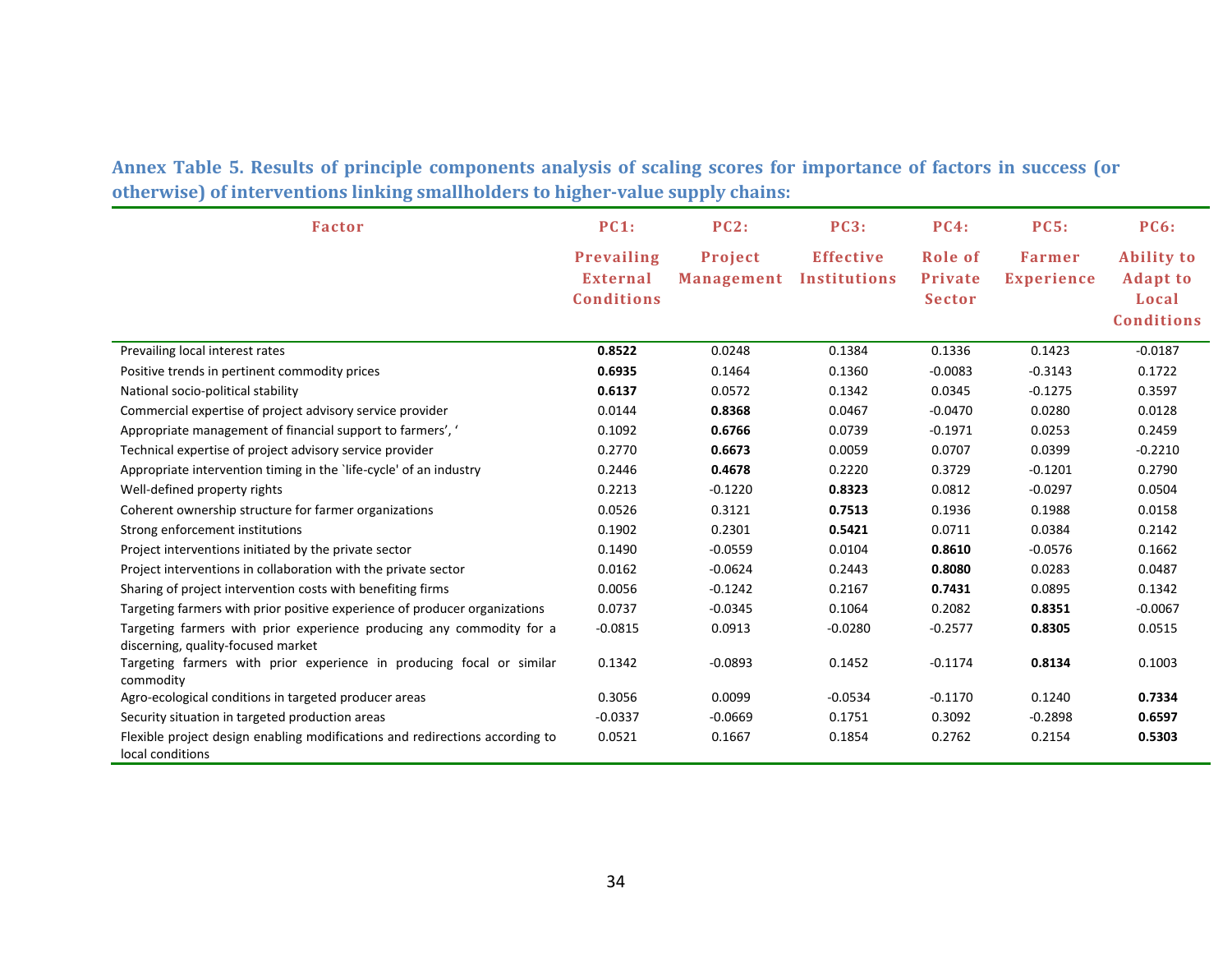**Annex Table 5. Results of principle components analysis of scaling scores for importance of factors in success (or otherwise) of interventions linking smallholders to higher-value supply chains:**

| Factor | PC1: Prevailing External Conditions | PC2: Project Management | PC3: Effective Institutions | PC4: Role of Private Sector | PC5: Farmer Experience | PC6: Ability to Adapt to Local Conditions |
|---|---|---|---|---|---|---|
| Prevailing local interest rates | **0.8522** | 0.0248 | 0.1384 | 0.1336 | 0.1423 | -0.0187 |
| Positive trends in pertinent commodity prices | **0.6935** | 0.1464 | 0.1360 | -0.0083 | -0.3143 | 0.1722 |
| National socio-political stability | **0.6137** | 0.0572 | 0.1342 | 0.0345 | -0.1275 | 0.3597 |
| Commercial expertise of project advisory service provider | 0.0144 | **0.8368** | 0.0467 | -0.0470 | 0.0280 | 0.0128 |
| Appropriate management of financial support to farmers', ' | 0.1092 | **0.6766** | 0.0739 | -0.1971 | 0.0253 | 0.2459 |
| Technical expertise of project advisory service provider | 0.2770 | **0.6673** | 0.0059 | 0.0707 | 0.0399 | -0.2210 |
| Appropriate intervention timing in the `life-cycle' of an industry | 0.2446 | **0.4678** | 0.2220 | 0.3729 | -0.1201 | 0.2790 |
| Well-defined property rights | 0.2213 | -0.1220 | **0.8323** | 0.0812 | -0.0297 | 0.0504 |
| Coherent ownership structure for farmer organizations | 0.0526 | 0.3121 | **0.7513** | 0.1936 | 0.1988 | 0.0158 |
| Strong enforcement institutions | 0.1902 | 0.2301 | **0.5421** | 0.0711 | 0.0384 | 0.2142 |
| Project interventions initiated by the private sector | 0.1490 | -0.0559 | 0.0104 | **0.8610** | -0.0576 | 0.1662 |
| Project interventions in collaboration with the private sector | 0.0162 | -0.0624 | 0.2443 | **0.8080** | 0.0283 | 0.0487 |
| Sharing of project intervention costs with benefiting firms | 0.0056 | -0.1242 | 0.2167 | **0.7431** | 0.0895 | 0.1342 |
| Targeting farmers with prior positive experience of producer organizations | 0.0737 | -0.0345 | 0.1064 | 0.2082 | **0.8351** | -0.0067 |
| Targeting farmers with prior experience producing any commodity for a discerning, quality-focused market | -0.0815 | 0.0913 | -0.0280 | -0.2577 | **0.8305** | 0.0515 |
| Targeting farmers with prior experience in producing focal or similar commodity | 0.1342 | -0.0893 | 0.1452 | -0.1174 | **0.8134** | 0.1003 |
| Agro-ecological conditions in targeted producer areas | 0.3056 | 0.0099 | -0.0534 | -0.1170 | 0.1240 | **0.7334** |
| Security situation in targeted production areas | -0.0337 | -0.0669 | 0.1751 | 0.3092 | -0.2898 | **0.6597** |
| Flexible project design enabling modifications and redirections according to local conditions | 0.0521 | 0.1667 | 0.1854 | 0.2762 | 0.2154 | **0.5303** |